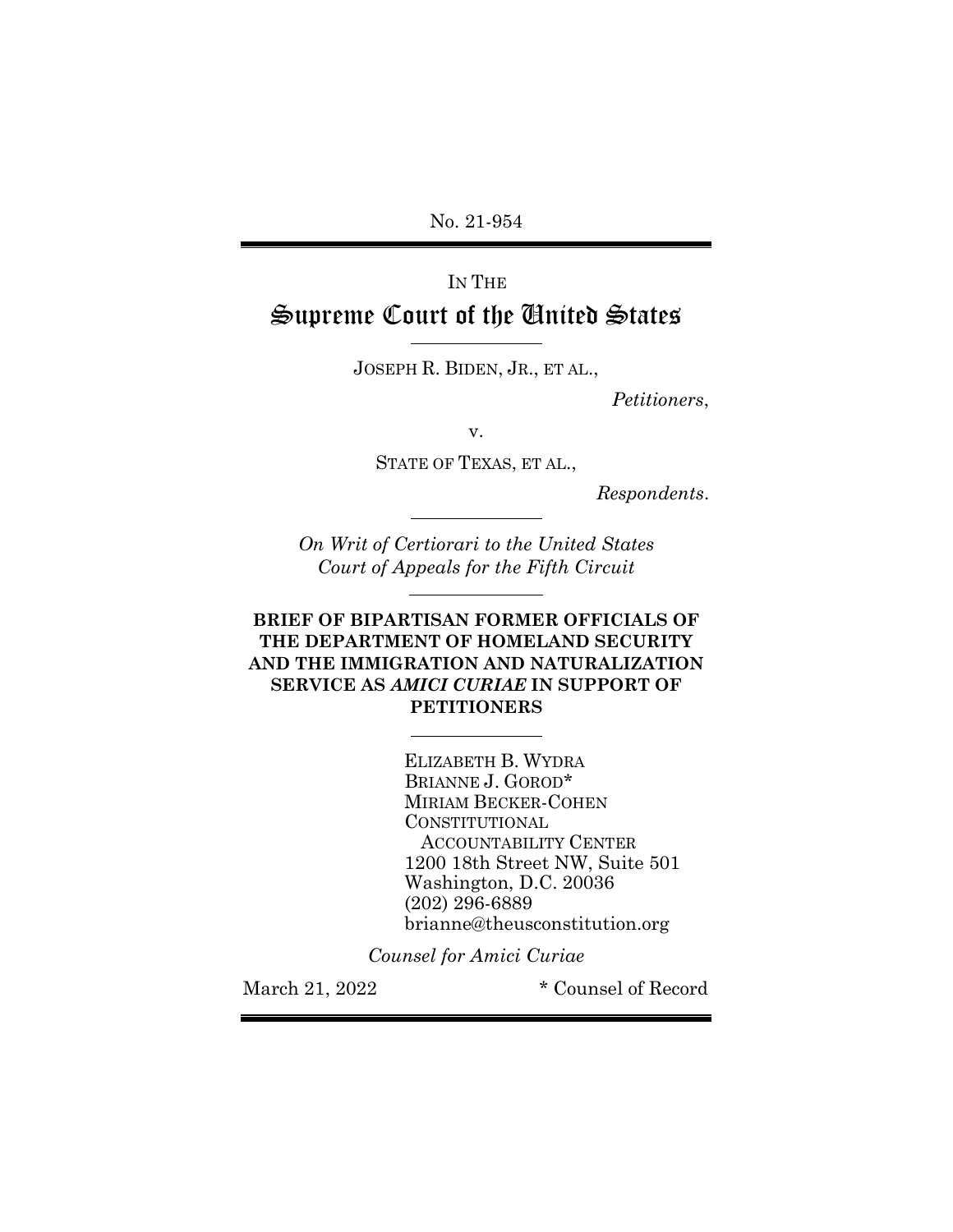No. 21-954

IN THE

# Supreme Court of the United States

JOSEPH R. BIDEN, JR., ET AL.,

*Petitioners*,

v.

STATE OF TEXAS, ET AL.,

*Respondents*.

*On Writ of Certiorari to the United States Court of Appeals for the Fifth Circuit*

**BRIEF OF BIPARTISAN FORMER OFFICIALS OF THE DEPARTMENT OF HOMELAND SECURITY AND THE IMMIGRATION AND NATURALIZATION SERVICE AS *AMICI CURIAE* IN SUPPORT OF PETITIONERS**

ELIZABETH B. WYDRA
BRIANNE J. GOROD*
MIRIAM BECKER-COHEN
CONSTITUTIONAL
ACCOUNTABILITY CENTER
1200 18th Street NW, Suite 501
Washington, D.C. 20036
(202) 296-6889
brianne@theusconstitution.org

*Counsel for Amici Curiae*

March 21, 2022

* Counsel of Record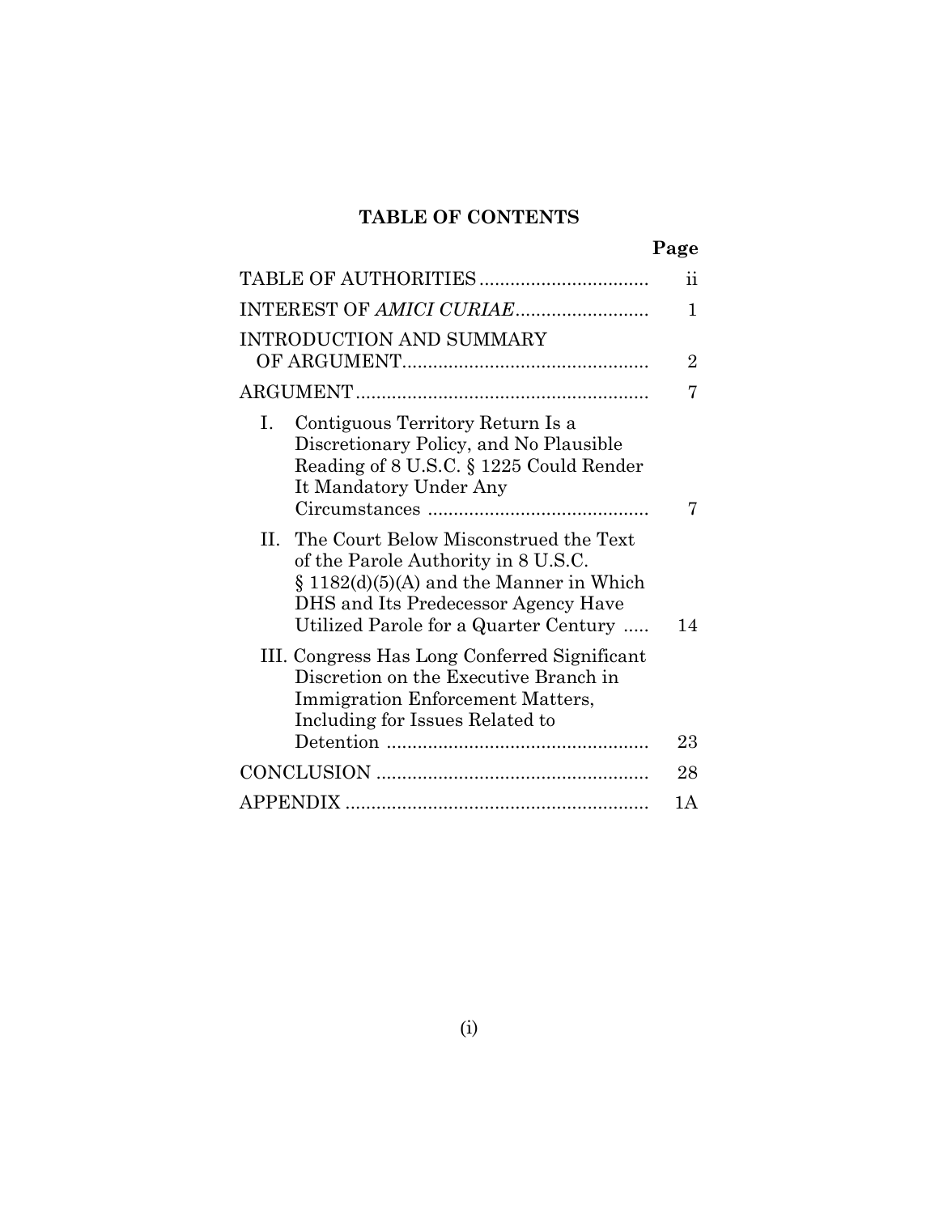## TABLE OF CONTENTS

| | Page |
|---|---|
| TABLE OF AUTHORITIES | ii |
| INTEREST OF *AMICI CURIAE* | 1 |
| INTRODUCTION AND SUMMARY OF ARGUMENT | 2 |
| ARGUMENT | 7 |
| I. Contiguous Territory Return Is a Discretionary Policy, and No Plausible Reading of 8 U.S.C. § 1225 Could Render It Mandatory Under Any Circumstances | 7 |
| II. The Court Below Misconstrued the Text of the Parole Authority in 8 U.S.C. § 1182(d)(5)(A) and the Manner in Which DHS and Its Predecessor Agency Have Utilized Parole for a Quarter Century | 14 |
| III. Congress Has Long Conferred Significant Discretion on the Executive Branch in Immigration Enforcement Matters, Including for Issues Related to Detention | 23 |
| CONCLUSION | 28 |
| APPENDIX | 1A |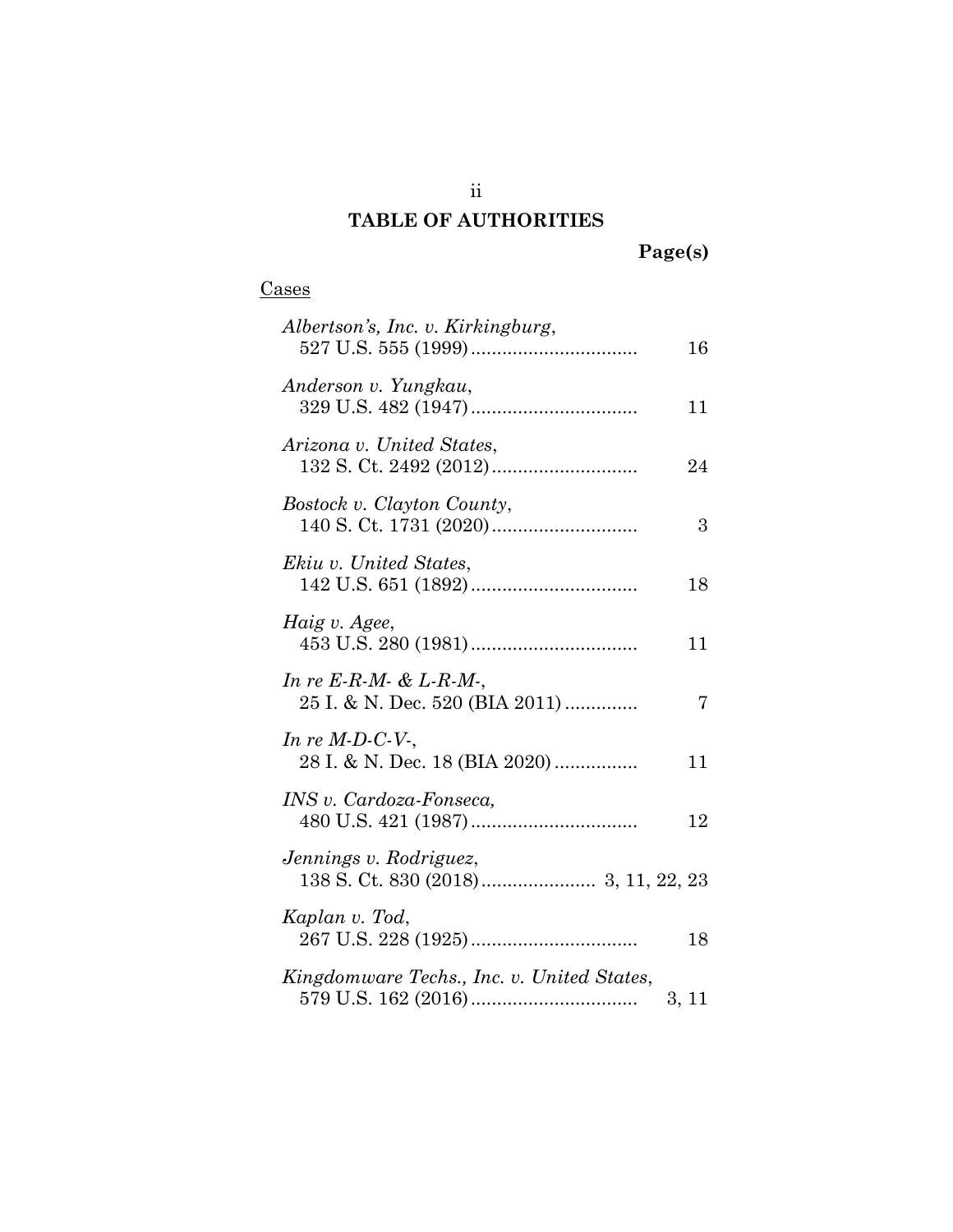## TABLE OF AUTHORITIES

**Page(s)**

Cases

| | |
|---|---|
| *Albertson's, Inc. v. Kirkingburg*, 527 U.S. 555 (1999) | 16 |
| *Anderson v. Yungkau*, 329 U.S. 482 (1947) | 11 |
| *Arizona v. United States*, 132 S. Ct. 2492 (2012) | 24 |
| *Bostock v. Clayton County*, 140 S. Ct. 1731 (2020) | 3 |
| *Ekiu v. United States*, 142 U.S. 651 (1892) | 18 |
| *Haig v. Agee*, 453 U.S. 280 (1981) | 11 |
| *In re E-R-M- & L-R-M-*, 25 I. & N. Dec. 520 (BIA 2011) | 7 |
| *In re M-D-C-V-*, 28 I. & N. Dec. 18 (BIA 2020) | 11 |
| *INS v. Cardoza-Fonseca,* 480 U.S. 421 (1987) | 12 |
| *Jennings v. Rodriguez*, 138 S. Ct. 830 (2018) | 3, 11, 22, 23 |
| *Kaplan v. Tod*, 267 U.S. 228 (1925) | 18 |
| *Kingdomware Techs., Inc. v. United States*, 579 U.S. 162 (2016) | 3, 11 |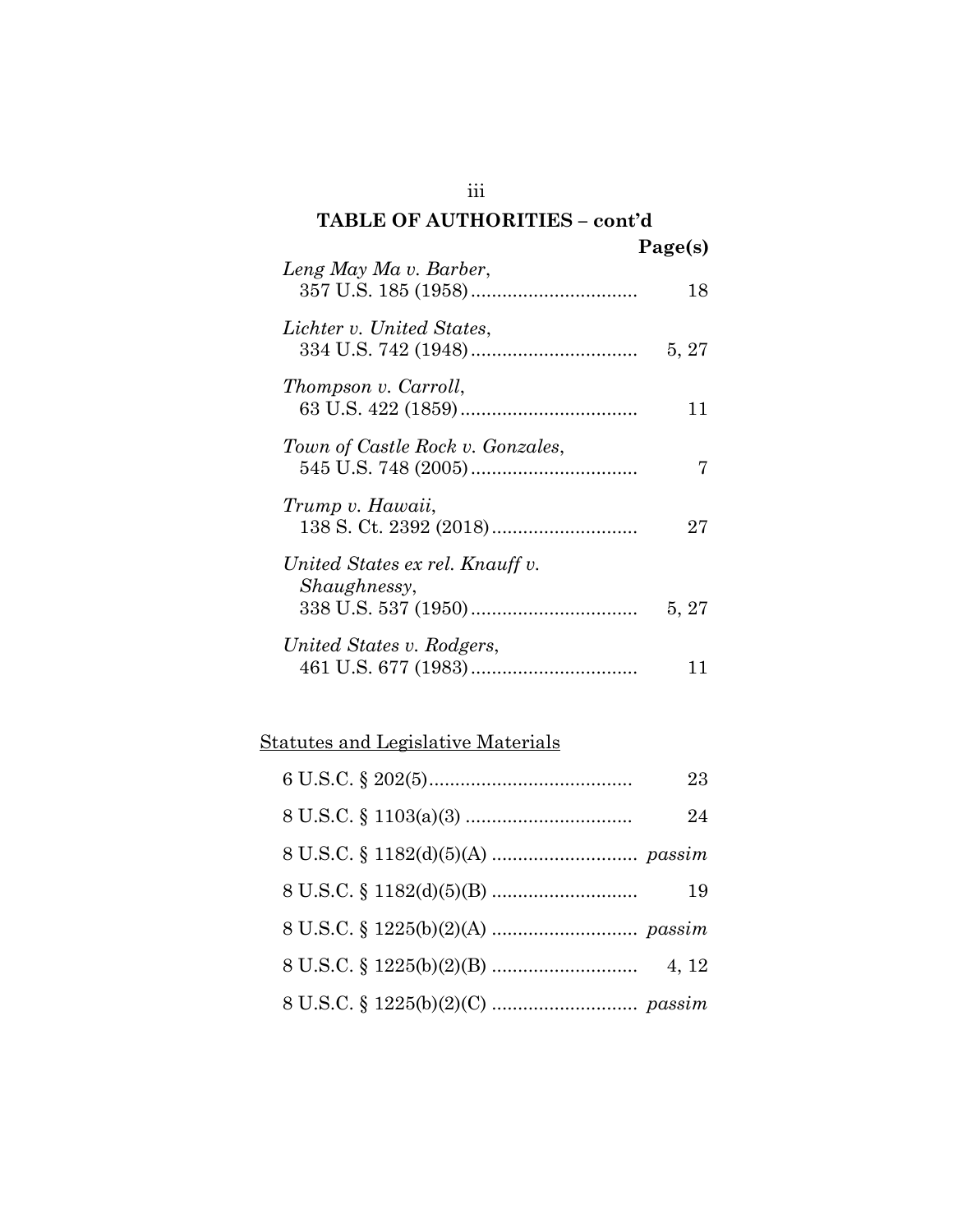## TABLE OF AUTHORITIES – cont'd

| | Page(s) |
|---|---|
| *Leng May Ma v. Barber*, 357 U.S. 185 (1958) | 18 |
| *Lichter v. United States*, 334 U.S. 742 (1948) | 5, 27 |
| *Thompson v. Carroll*, 63 U.S. 422 (1859) | 11 |
| *Town of Castle Rock v. Gonzales*, 545 U.S. 748 (2005) | 7 |
| *Trump v. Hawaii*, 138 S. Ct. 2392 (2018) | 27 |
| *United States ex rel. Knauff v. Shaughnessy*, 338 U.S. 537 (1950) | 5, 27 |
| *United States v. Rodgers*, 461 U.S. 677 (1983) | 11 |

Statutes and Legislative Materials

| | |
|---|---|
| 6 U.S.C. § 202(5) | 23 |
| 8 U.S.C. § 1103(a)(3) | 24 |
| 8 U.S.C. § 1182(d)(5)(A) | *passim* |
| 8 U.S.C. § 1182(d)(5)(B) | 19 |
| 8 U.S.C. § 1225(b)(2)(A) | *passim* |
| 8 U.S.C. § 1225(b)(2)(B) | 4, 12 |
| 8 U.S.C. § 1225(b)(2)(C) | *passim* |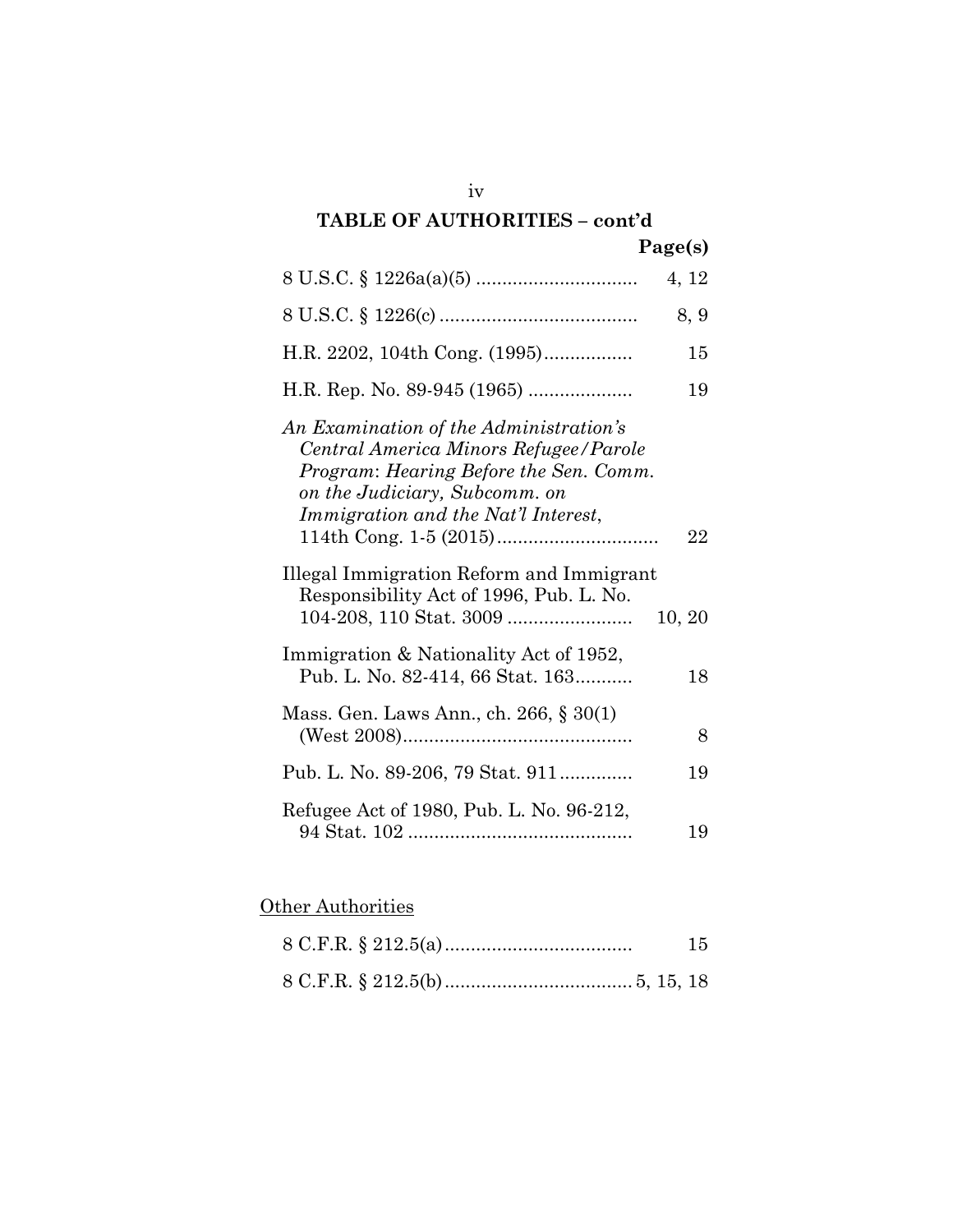## TABLE OF AUTHORITIES – cont'd

| | Page(s) |
|---|---|
| 8 U.S.C. § 1226a(a)(5) | 4, 12 |
| 8 U.S.C. § 1226(c) | 8, 9 |
| H.R. 2202, 104th Cong. (1995) | 15 |
| H.R. Rep. No. 89-945 (1965) | 19 |
| *An Examination of the Administration's Central America Minors Refugee/Parole Program: Hearing Before the Sen. Comm. on the Judiciary, Subcomm. on Immigration and the Nat'l Interest*, 114th Cong. 1-5 (2015) | 22 |
| Illegal Immigration Reform and Immigrant Responsibility Act of 1996, Pub. L. No. 104-208, 110 Stat. 3009 | 10, 20 |
| Immigration & Nationality Act of 1952, Pub. L. No. 82-414, 66 Stat. 163 | 18 |
| Mass. Gen. Laws Ann., ch. 266, § 30(1) (West 2008) | 8 |
| Pub. L. No. 89-206, 79 Stat. 911 | 19 |
| Refugee Act of 1980, Pub. L. No. 96-212, 94 Stat. 102 | 19 |

Other Authorities

| | |
|---|---|
| 8 C.F.R. § 212.5(a) | 15 |
| 8 C.F.R. § 212.5(b) | 5, 15, 18 |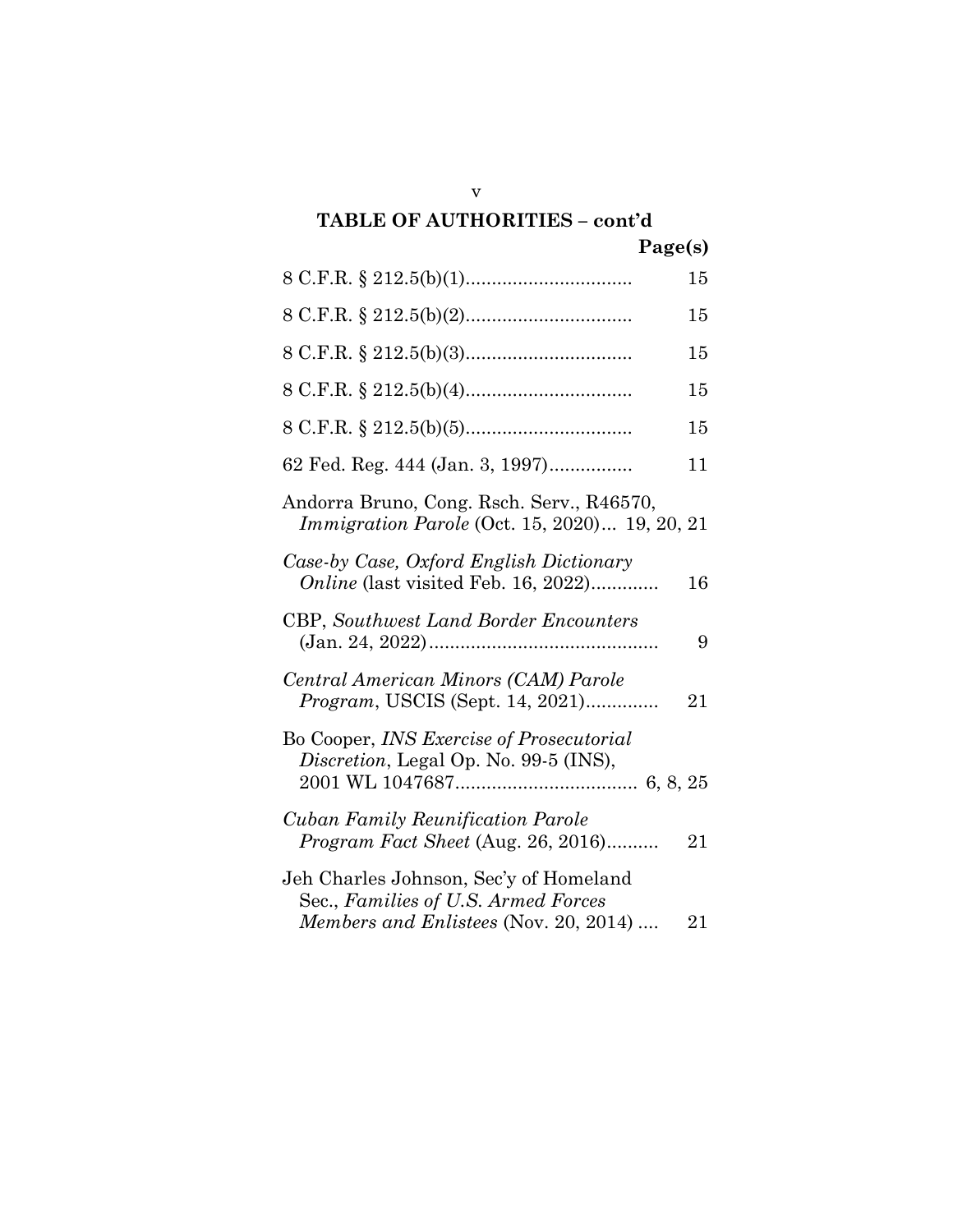**TABLE OF AUTHORITIES – cont'd**

**Page(s)**

8 C.F.R. § 212.5(b)(1)................................ 15

8 C.F.R. § 212.5(b)(2)................................ 15

8 C.F.R. § 212.5(b)(3)................................ 15

8 C.F.R. § 212.5(b)(4)................................ 15

8 C.F.R. § 212.5(b)(5)................................ 15

62 Fed. Reg. 444 (Jan. 3, 1997)................ 11

Andorra Bruno, Cong. Rsch. Serv., R46570, *Immigration Parole* (Oct. 15, 2020)... 19, 20, 21

*Case-by Case, Oxford English Dictionary Online* (last visited Feb. 16, 2022)............. 16

CBP, *Southwest Land Border Encounters* (Jan. 24, 2022)............................................ 9

*Central American Minors (CAM) Parole Program*, USCIS (Sept. 14, 2021).............. 21

Bo Cooper, *INS Exercise of Prosecutorial Discretion*, Legal Op. No. 99-5 (INS), 2001 WL 1047687.................................. 6, 8, 25

*Cuban Family Reunification Parole Program Fact Sheet* (Aug. 26, 2016).......... 21

Jeh Charles Johnson, Sec'y of Homeland Sec., *Families of U.S. Armed Forces Members and Enlistees* (Nov. 20, 2014) .... 21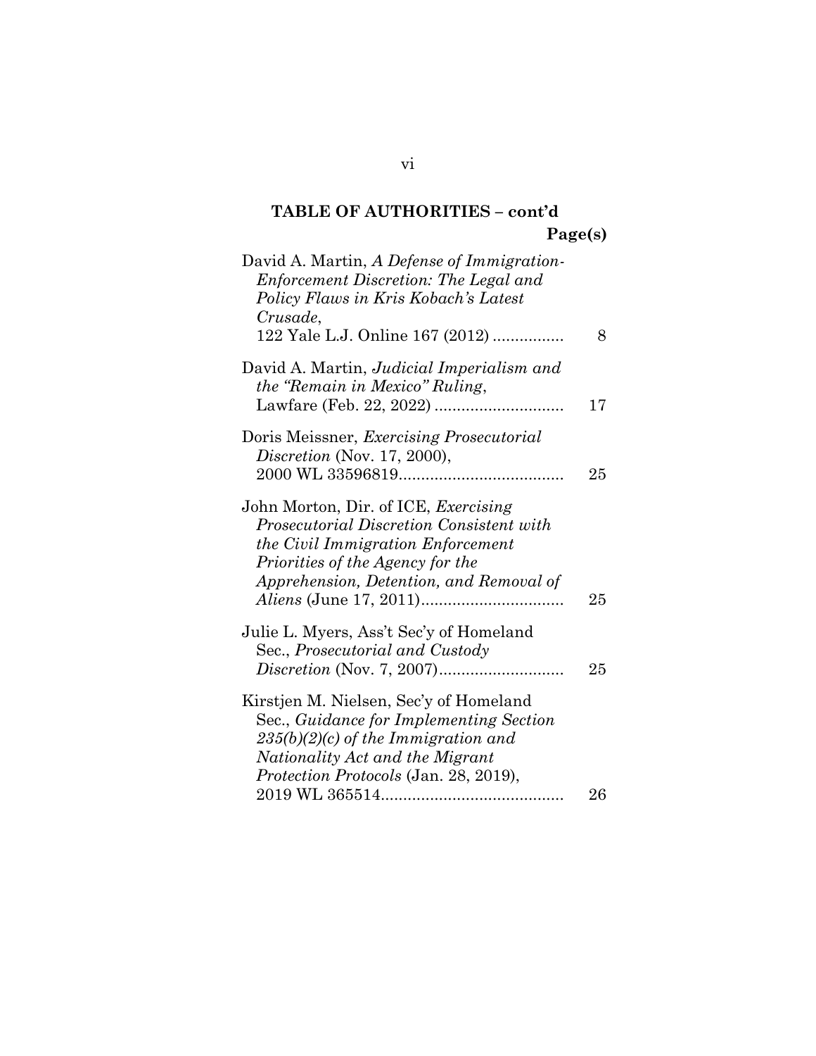## TABLE OF AUTHORITIES – cont'd

| | Page(s) |
|---|---|
| David A. Martin, *A Defense of Immigration-Enforcement Discretion: The Legal and Policy Flaws in Kris Kobach's Latest Crusade*, 122 Yale L.J. Online 167 (2012) | 8 |
| David A. Martin, *Judicial Imperialism and the "Remain in Mexico" Ruling*, Lawfare (Feb. 22, 2022) | 17 |
| Doris Meissner, *Exercising Prosecutorial Discretion* (Nov. 17, 2000), 2000 WL 33596819 | 25 |
| John Morton, Dir. of ICE, *Exercising Prosecutorial Discretion Consistent with the Civil Immigration Enforcement Priorities of the Agency for the Apprehension, Detention, and Removal of Aliens* (June 17, 2011) | 25 |
| Julie L. Myers, Ass't Sec'y of Homeland Sec., *Prosecutorial and Custody Discretion* (Nov. 7, 2007) | 25 |
| Kirstjen M. Nielsen, Sec'y of Homeland Sec., *Guidance for Implementing Section 235(b)(2)(c) of the Immigration and Nationality Act and the Migrant Protection Protocols* (Jan. 28, 2019), 2019 WL 365514 | 26 |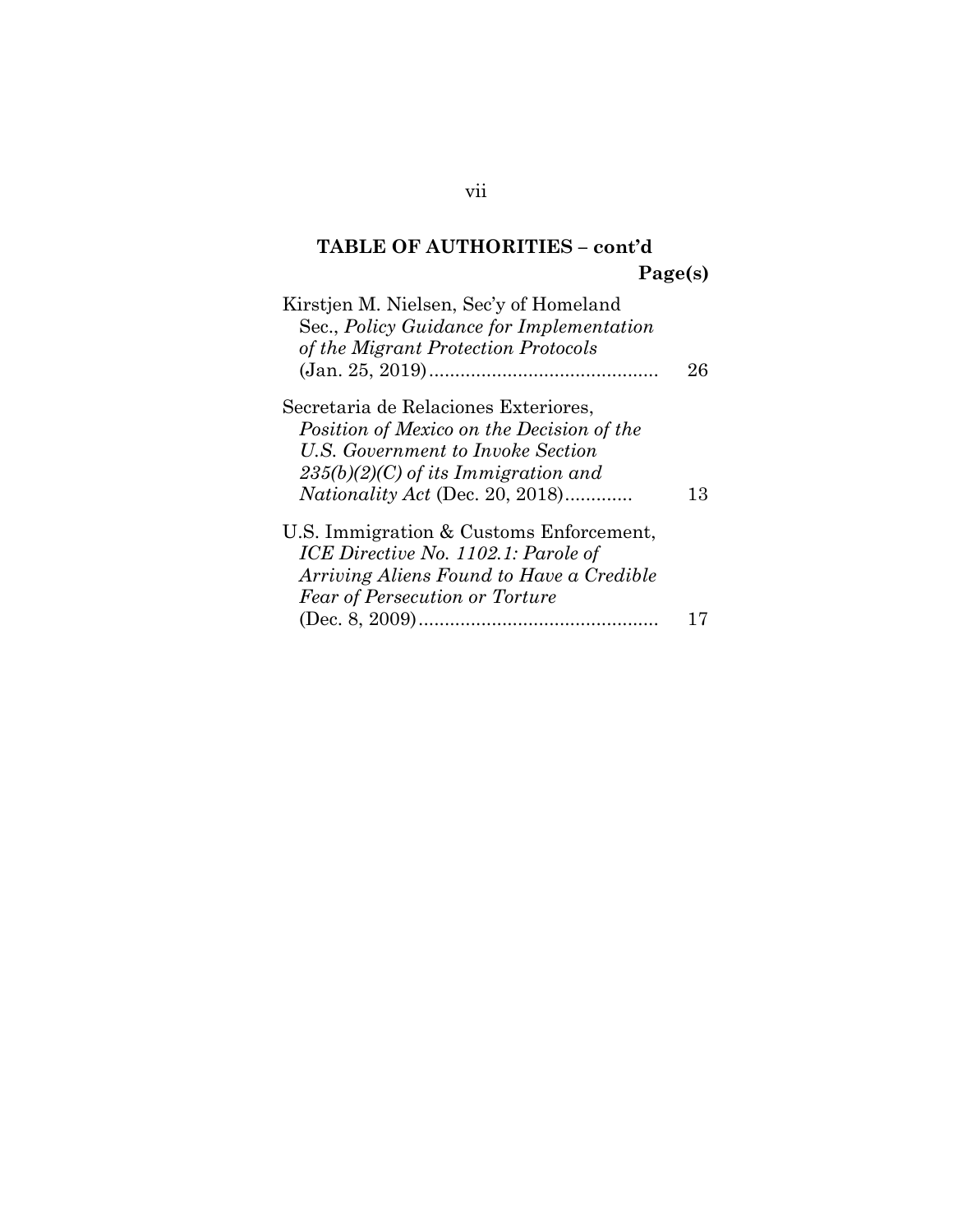## TABLE OF AUTHORITIES – cont'd

**Page(s)**

Kirstjen M. Nielsen, Sec'y of Homeland Sec., *Policy Guidance for Implementation of the Migrant Protection Protocols* (Jan. 25, 2019) ............................................ 26

Secretaria de Relaciones Exteriores, *Position of Mexico on the Decision of the U.S. Government to Invoke Section 235(b)(2)(C) of its Immigration and Nationality Act* (Dec. 20, 2018)............ 13

U.S. Immigration & Customs Enforcement, *ICE Directive No. 1102.1: Parole of Arriving Aliens Found to Have a Credible Fear of Persecution or Torture* (Dec. 8, 2009).............................................. 17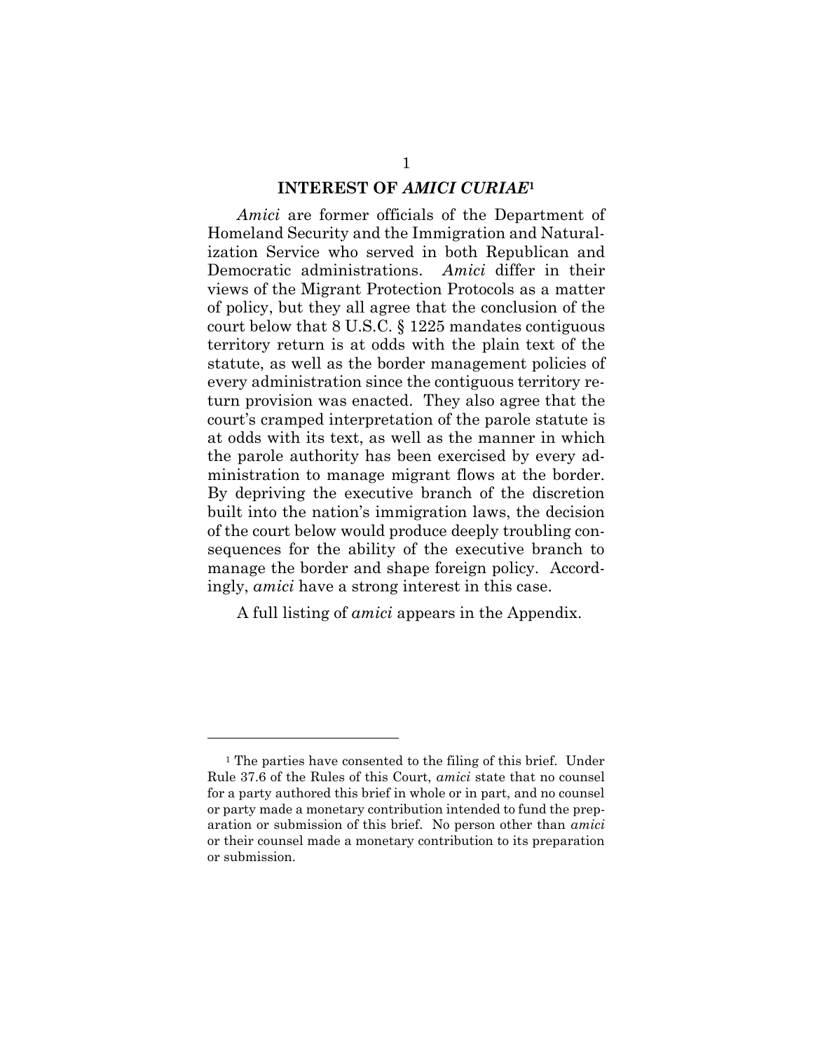## INTEREST OF *AMICI CURIAE*[1]

*Amici* are former officials of the Department of Homeland Security and the Immigration and Naturalization Service who served in both Republican and Democratic administrations. *Amici* differ in their views of the Migrant Protection Protocols as a matter of policy, but they all agree that the conclusion of the court below that 8 U.S.C. § 1225 mandates contiguous territory return is at odds with the plain text of the statute, as well as the border management policies of every administration since the contiguous territory return provision was enacted. They also agree that the court's cramped interpretation of the parole statute is at odds with its text, as well as the manner in which the parole authority has been exercised by every administration to manage migrant flows at the border. By depriving the executive branch of the discretion built into the nation's immigration laws, the decision of the court below would produce deeply troubling consequences for the ability of the executive branch to manage the border and shape foreign policy. Accordingly, *amici* have a strong interest in this case.

A full listing of *amici* appears in the Appendix.

---

[1] The parties have consented to the filing of this brief. Under Rule 37.6 of the Rules of this Court, *amici* state that no counsel for a party authored this brief in whole or in part, and no counsel or party made a monetary contribution intended to fund the preparation or submission of this brief. No person other than *amici* or their counsel made a monetary contribution to its preparation or submission.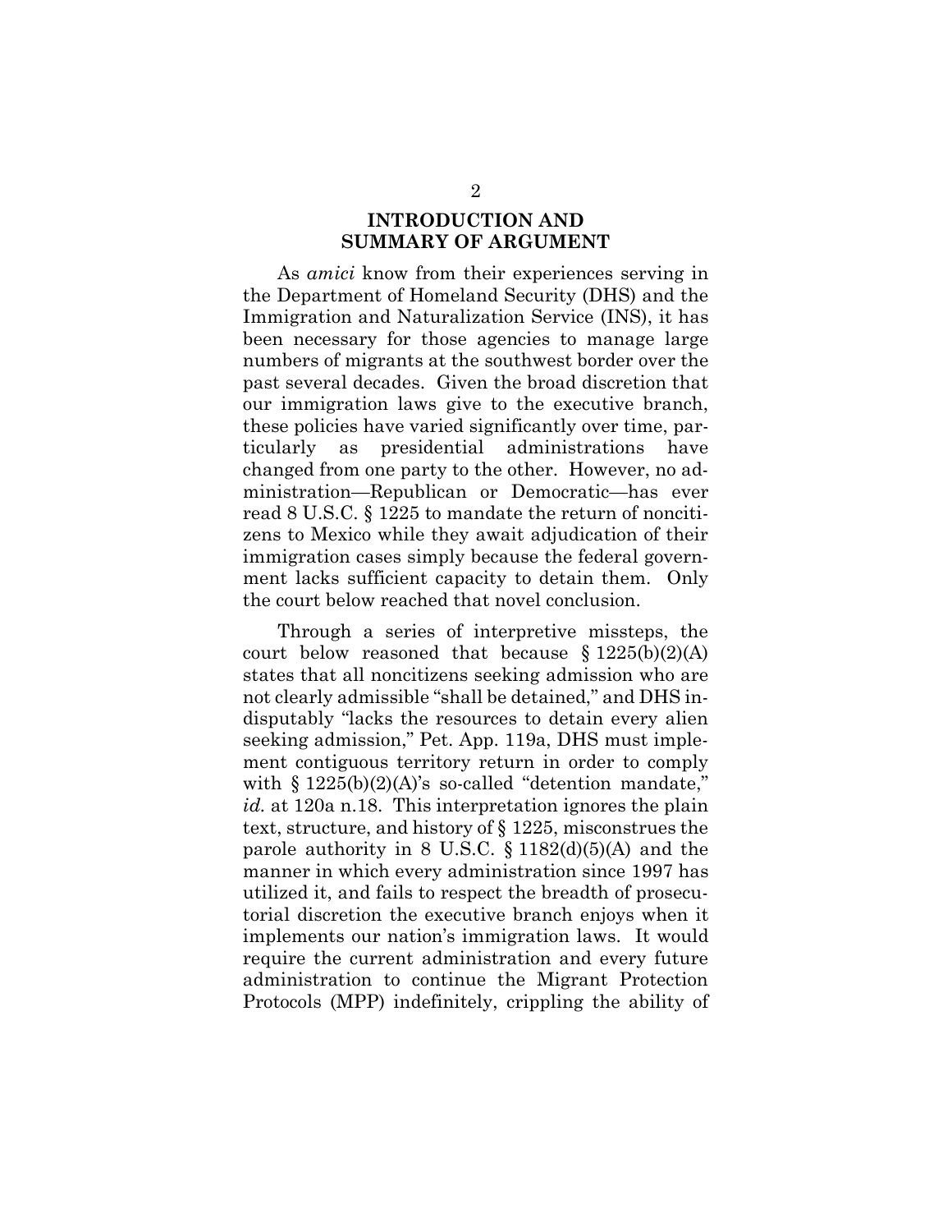## INTRODUCTION AND SUMMARY OF ARGUMENT

As *amici* know from their experiences serving in the Department of Homeland Security (DHS) and the Immigration and Naturalization Service (INS), it has been necessary for those agencies to manage large numbers of migrants at the southwest border over the past several decades. Given the broad discretion that our immigration laws give to the executive branch, these policies have varied significantly over time, particularly as presidential administrations have changed from one party to the other. However, no administration—Republican or Democratic—has ever read 8 U.S.C. § 1225 to mandate the return of noncitizens to Mexico while they await adjudication of their immigration cases simply because the federal government lacks sufficient capacity to detain them. Only the court below reached that novel conclusion.

Through a series of interpretive missteps, the court below reasoned that because § 1225(b)(2)(A) states that all noncitizens seeking admission who are not clearly admissible "shall be detained," and DHS indisputably "lacks the resources to detain every alien seeking admission," Pet. App. 119a, DHS must implement contiguous territory return in order to comply with § 1225(b)(2)(A)'s so-called "detention mandate," *id.* at 120a n.18. This interpretation ignores the plain text, structure, and history of § 1225, misconstrues the parole authority in 8 U.S.C. § 1182(d)(5)(A) and the manner in which every administration since 1997 has utilized it, and fails to respect the breadth of prosecutorial discretion the executive branch enjoys when it implements our nation's immigration laws. It would require the current administration and every future administration to continue the Migrant Protection Protocols (MPP) indefinitely, crippling the ability of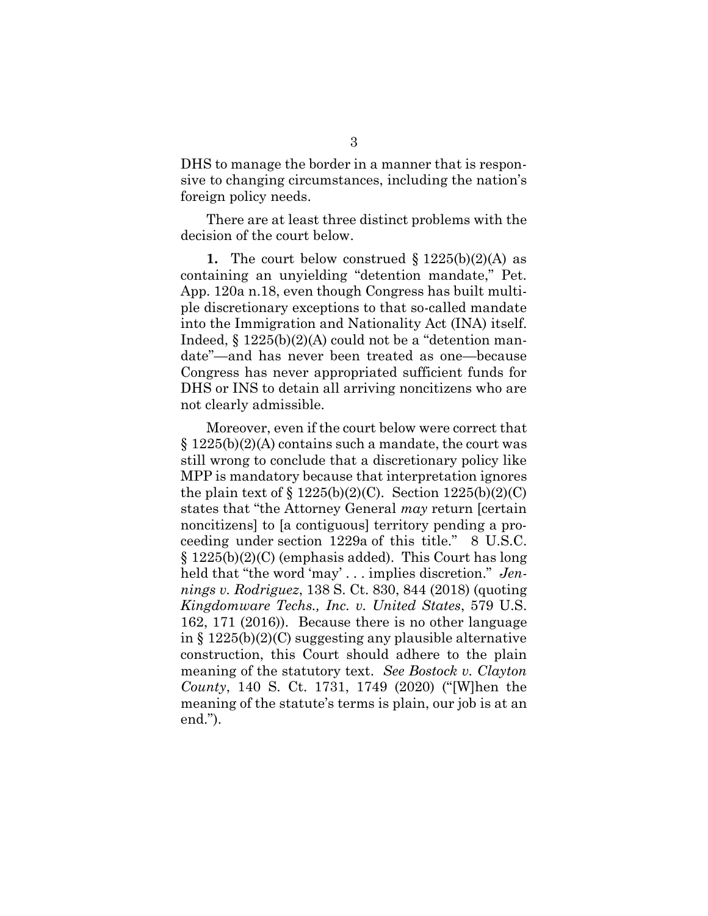DHS to manage the border in a manner that is responsive to changing circumstances, including the nation's foreign policy needs.

There are at least three distinct problems with the decision of the court below.

**1.** The court below construed § 1225(b)(2)(A) as containing an unyielding "detention mandate," Pet. App. 120a n.18, even though Congress has built multiple discretionary exceptions to that so-called mandate into the Immigration and Nationality Act (INA) itself. Indeed, § 1225(b)(2)(A) could not be a "detention mandate"—and has never been treated as one—because Congress has never appropriated sufficient funds for DHS or INS to detain all arriving noncitizens who are not clearly admissible.

Moreover, even if the court below were correct that § 1225(b)(2)(A) contains such a mandate, the court was still wrong to conclude that a discretionary policy like MPP is mandatory because that interpretation ignores the plain text of § 1225(b)(2)(C). Section 1225(b)(2)(C) states that "the Attorney General *may* return [certain noncitizens] to [a contiguous] territory pending a proceeding under section 1229a of this title." 8 U.S.C. § 1225(b)(2)(C) (emphasis added). This Court has long held that "the word 'may' . . . implies discretion." *Jennings v. Rodriguez*, 138 S. Ct. 830, 844 (2018) (quoting *Kingdomware Techs., Inc. v. United States*, 579 U.S. 162, 171 (2016)). Because there is no other language in § 1225(b)(2)(C) suggesting any plausible alternative construction, this Court should adhere to the plain meaning of the statutory text. *See Bostock v. Clayton County*, 140 S. Ct. 1731, 1749 (2020) ("[W]hen the meaning of the statute's terms is plain, our job is at an end.").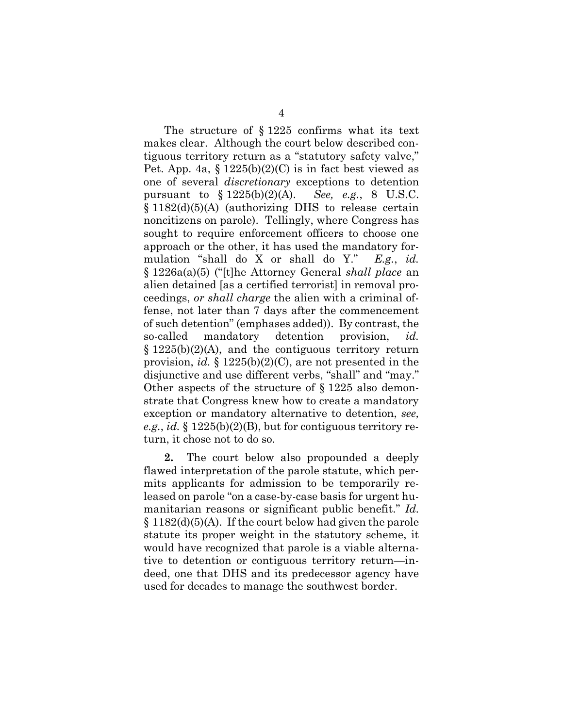The structure of § 1225 confirms what its text makes clear. Although the court below described contiguous territory return as a "statutory safety valve," Pet. App. 4a, § 1225(b)(2)(C) is in fact best viewed as one of several *discretionary* exceptions to detention pursuant to § 1225(b)(2)(A). *See, e.g.*, 8 U.S.C. § 1182(d)(5)(A) (authorizing DHS to release certain noncitizens on parole). Tellingly, where Congress has sought to require enforcement officers to choose one approach or the other, it has used the mandatory formulation "shall do X or shall do Y." *E.g.*, *id.* § 1226a(a)(5) ("[t]he Attorney General *shall place* an alien detained [as a certified terrorist] in removal proceedings, *or shall charge* the alien with a criminal offense, not later than 7 days after the commencement of such detention" (emphases added)). By contrast, the so-called mandatory detention provision, *id.* § 1225(b)(2)(A), and the contiguous territory return provision, *id.* § 1225(b)(2)(C), are not presented in the disjunctive and use different verbs, "shall" and "may." Other aspects of the structure of § 1225 also demonstrate that Congress knew how to create a mandatory exception or mandatory alternative to detention, *see, e.g.*, *id.* § 1225(b)(2)(B), but for contiguous territory return, it chose not to do so.

**2.** The court below also propounded a deeply flawed interpretation of the parole statute, which permits applicants for admission to be temporarily released on parole "on a case-by-case basis for urgent humanitarian reasons or significant public benefit." *Id.* § 1182(d)(5)(A). If the court below had given the parole statute its proper weight in the statutory scheme, it would have recognized that parole is a viable alternative to detention or contiguous territory return—indeed, one that DHS and its predecessor agency have used for decades to manage the southwest border.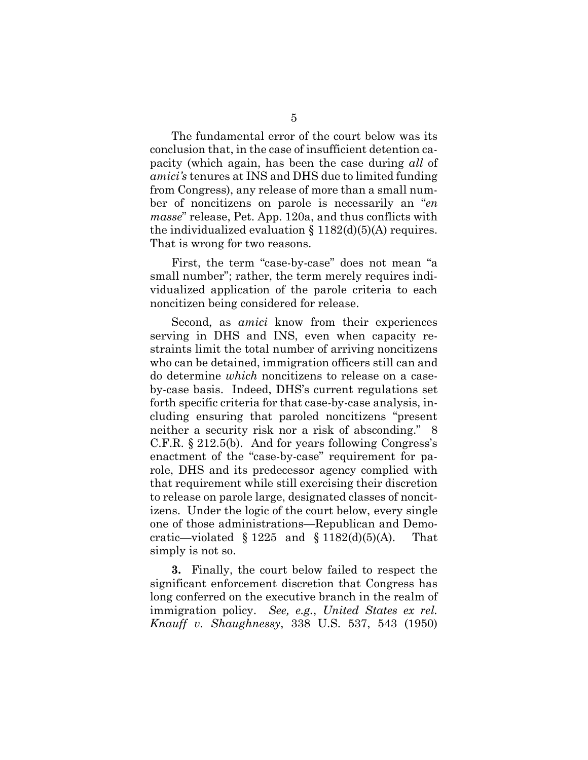The fundamental error of the court below was its conclusion that, in the case of insufficient detention capacity (which again, has been the case during *all* of *amici's* tenures at INS and DHS due to limited funding from Congress), any release of more than a small number of noncitizens on parole is necessarily an "*en masse*" release, Pet. App. 120a, and thus conflicts with the individualized evaluation § 1182(d)(5)(A) requires. That is wrong for two reasons.

First, the term "case-by-case" does not mean "a small number"; rather, the term merely requires individualized application of the parole criteria to each noncitizen being considered for release.

Second, as *amici* know from their experiences serving in DHS and INS, even when capacity restraints limit the total number of arriving noncitizens who can be detained, immigration officers still can and do determine *which* noncitizens to release on a case-by-case basis. Indeed, DHS's current regulations set forth specific criteria for that case-by-case analysis, including ensuring that paroled noncitizens "present neither a security risk nor a risk of absconding." 8 C.F.R. § 212.5(b). And for years following Congress's enactment of the "case-by-case" requirement for parole, DHS and its predecessor agency complied with that requirement while still exercising their discretion to release on parole large, designated classes of noncitizens. Under the logic of the court below, every single one of those administrations—Republican and Democratic—violated § 1225 and § 1182(d)(5)(A). That simply is not so.

**3.** Finally, the court below failed to respect the significant enforcement discretion that Congress has long conferred on the executive branch in the realm of immigration policy. *See, e.g.*, *United States ex rel. Knauff v. Shaughnessy*, 338 U.S. 537, 543 (1950)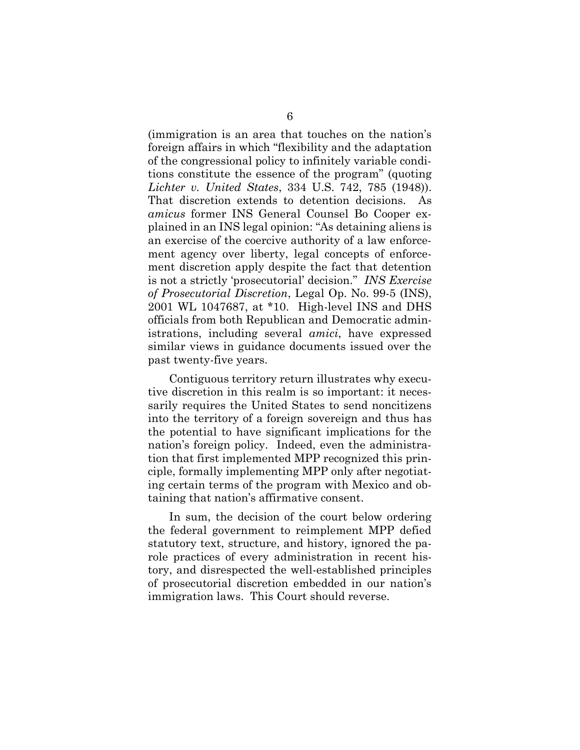(immigration is an area that touches on the nation's foreign affairs in which "flexibility and the adaptation of the congressional policy to infinitely variable conditions constitute the essence of the program" (quoting *Lichter v. United States*, 334 U.S. 742, 785 (1948)). That discretion extends to detention decisions. As *amicus* former INS General Counsel Bo Cooper explained in an INS legal opinion: "As detaining aliens is an exercise of the coercive authority of a law enforcement agency over liberty, legal concepts of enforcement discretion apply despite the fact that detention is not a strictly 'prosecutorial' decision." *INS Exercise of Prosecutorial Discretion*, Legal Op. No. 99-5 (INS), 2001 WL 1047687, at *10. High-level INS and DHS officials from both Republican and Democratic administrations, including several *amici*, have expressed similar views in guidance documents issued over the past twenty-five years.

Contiguous territory return illustrates why executive discretion in this realm is so important: it necessarily requires the United States to send noncitizens into the territory of a foreign sovereign and thus has the potential to have significant implications for the nation's foreign policy. Indeed, even the administration that first implemented MPP recognized this principle, formally implementing MPP only after negotiating certain terms of the program with Mexico and obtaining that nation's affirmative consent.

In sum, the decision of the court below ordering the federal government to reimplement MPP defied statutory text, structure, and history, ignored the parole practices of every administration in recent history, and disrespected the well-established principles of prosecutorial discretion embedded in our nation's immigration laws. This Court should reverse.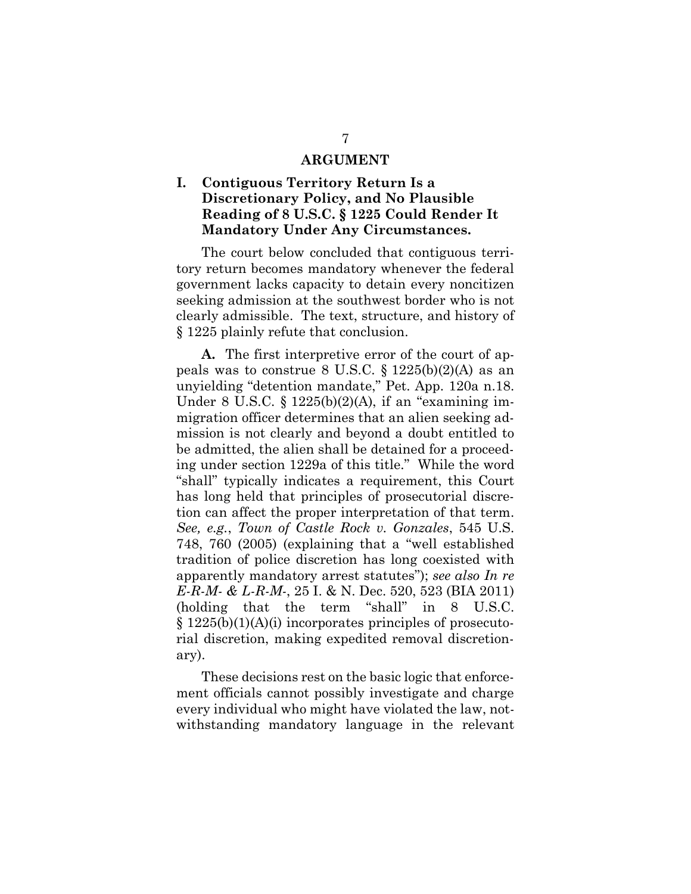# ARGUMENT

## I. Contiguous Territory Return Is a Discretionary Policy, and No Plausible Reading of 8 U.S.C. § 1225 Could Render It Mandatory Under Any Circumstances.

The court below concluded that contiguous territory return becomes mandatory whenever the federal government lacks capacity to detain every noncitizen seeking admission at the southwest border who is not clearly admissible. The text, structure, and history of § 1225 plainly refute that conclusion.

**A.** The first interpretive error of the court of appeals was to construe 8 U.S.C. § 1225(b)(2)(A) as an unyielding "detention mandate," Pet. App. 120a n.18. Under 8 U.S.C. § 1225(b)(2)(A), if an "examining immigration officer determines that an alien seeking admission is not clearly and beyond a doubt entitled to be admitted, the alien shall be detained for a proceeding under section 1229a of this title." While the word "shall" typically indicates a requirement, this Court has long held that principles of prosecutorial discretion can affect the proper interpretation of that term. *See, e.g.*, *Town of Castle Rock v. Gonzales*, 545 U.S. 748, 760 (2005) (explaining that a "well established tradition of police discretion has long coexisted with apparently mandatory arrest statutes"); *see also In re E-R-M- & L-R-M-*, 25 I. & N. Dec. 520, 523 (BIA 2011) (holding that the term "shall" in 8 U.S.C. § 1225(b)(1)(A)(i) incorporates principles of prosecutorial discretion, making expedited removal discretionary).

These decisions rest on the basic logic that enforcement officials cannot possibly investigate and charge every individual who might have violated the law, notwithstanding mandatory language in the relevant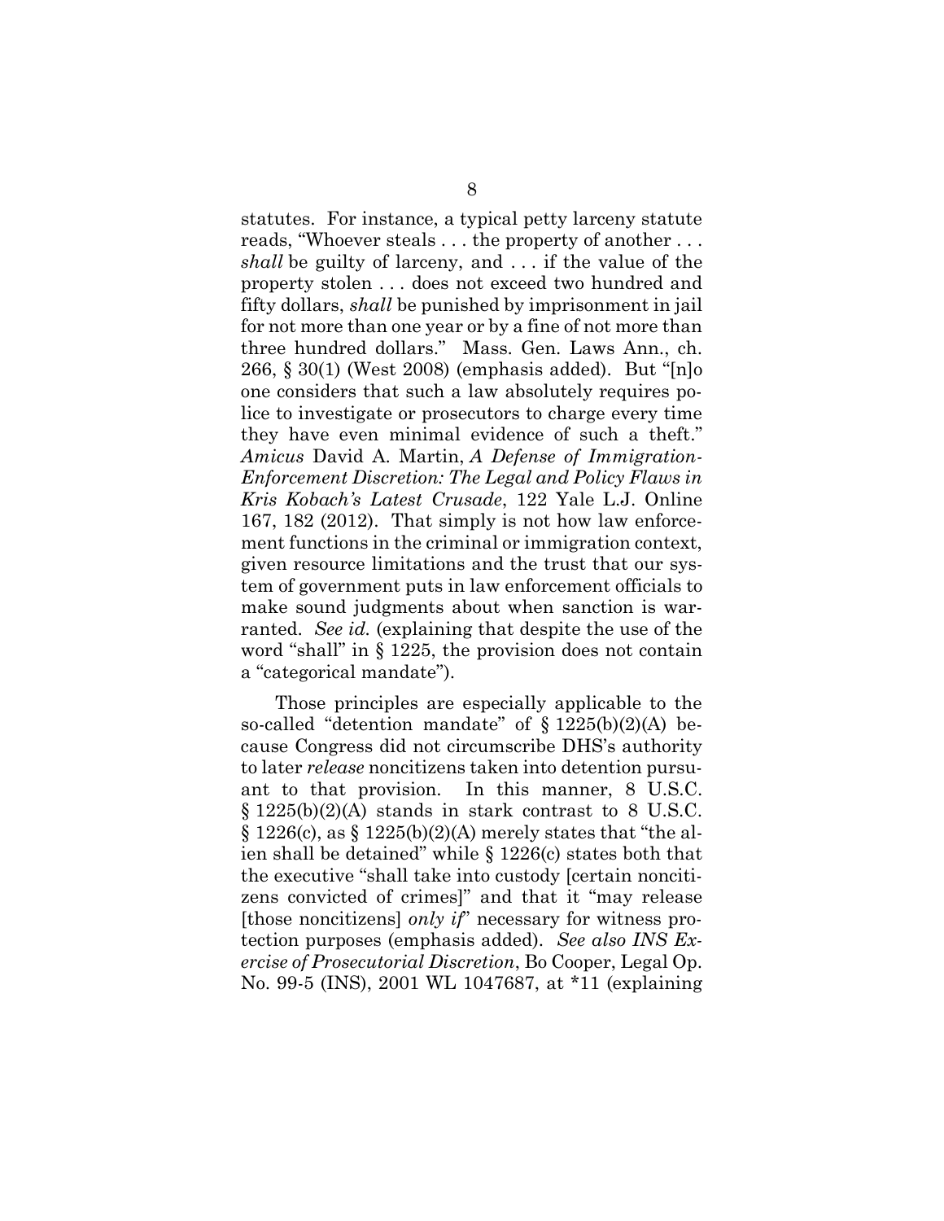statutes. For instance, a typical petty larceny statute reads, "Whoever steals . . . the property of another . . . *shall* be guilty of larceny, and . . . if the value of the property stolen . . . does not exceed two hundred and fifty dollars, *shall* be punished by imprisonment in jail for not more than one year or by a fine of not more than three hundred dollars." Mass. Gen. Laws Ann., ch. 266, § 30(1) (West 2008) (emphasis added). But "[n]o one considers that such a law absolutely requires police to investigate or prosecutors to charge every time they have even minimal evidence of such a theft." *Amicus* David A. Martin, *A Defense of Immigration-Enforcement Discretion: The Legal and Policy Flaws in Kris Kobach's Latest Crusade*, 122 Yale L.J. Online 167, 182 (2012). That simply is not how law enforcement functions in the criminal or immigration context, given resource limitations and the trust that our system of government puts in law enforcement officials to make sound judgments about when sanction is warranted. *See id.* (explaining that despite the use of the word "shall" in § 1225, the provision does not contain a "categorical mandate").

Those principles are especially applicable to the so-called "detention mandate" of § 1225(b)(2)(A) because Congress did not circumscribe DHS's authority to later *release* noncitizens taken into detention pursuant to that provision. In this manner, 8 U.S.C. § 1225(b)(2)(A) stands in stark contrast to 8 U.S.C. § 1226(c), as § 1225(b)(2)(A) merely states that "the alien shall be detained" while § 1226(c) states both that the executive "shall take into custody [certain noncitizens convicted of crimes]" and that it "may release [those noncitizens] *only if*" necessary for witness protection purposes (emphasis added). *See also INS Exercise of Prosecutorial Discretion*, Bo Cooper, Legal Op. No. 99-5 (INS), 2001 WL 1047687, at *11 (explaining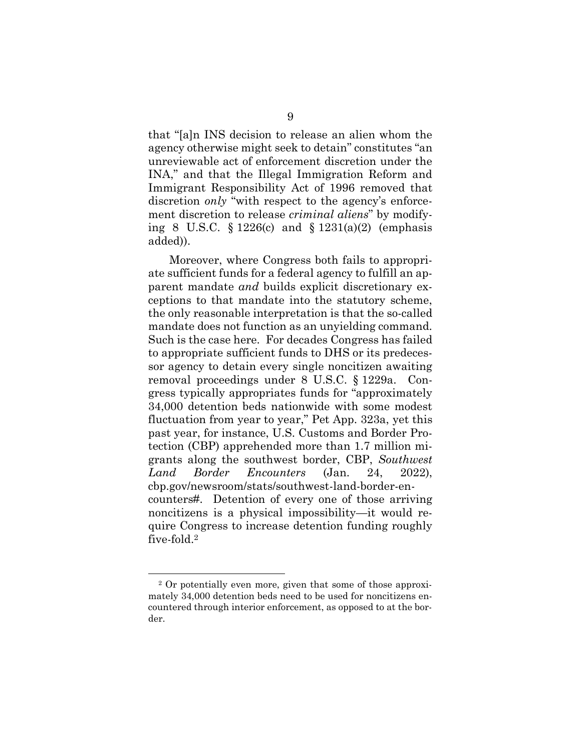that "[a]n INS decision to release an alien whom the agency otherwise might seek to detain" constitutes "an unreviewable act of enforcement discretion under the INA," and that the Illegal Immigration Reform and Immigrant Responsibility Act of 1996 removed that discretion *only* "with respect to the agency's enforcement discretion to release *criminal aliens*" by modifying 8 U.S.C. § 1226(c) and § 1231(a)(2) (emphasis added)).

Moreover, where Congress both fails to appropriate sufficient funds for a federal agency to fulfill an apparent mandate *and* builds explicit discretionary exceptions to that mandate into the statutory scheme, the only reasonable interpretation is that the so-called mandate does not function as an unyielding command. Such is the case here. For decades Congress has failed to appropriate sufficient funds to DHS or its predecessor agency to detain every single noncitizen awaiting removal proceedings under 8 U.S.C. § 1229a. Congress typically appropriates funds for "approximately 34,000 detention beds nationwide with some modest fluctuation from year to year," Pet App. 323a, yet this past year, for instance, U.S. Customs and Border Protection (CBP) apprehended more than 1.7 million migrants along the southwest border, CBP, *Southwest Land Border Encounters* (Jan. 24, 2022), cbp.gov/newsroom/stats/southwest-land-border-encounters#. Detention of every one of those arriving noncitizens is a physical impossibility—it would require Congress to increase detention funding roughly five-fold.[2]

[2] Or potentially even more, given that some of those approximately 34,000 detention beds need to be used for noncitizens encountered through interior enforcement, as opposed to at the border.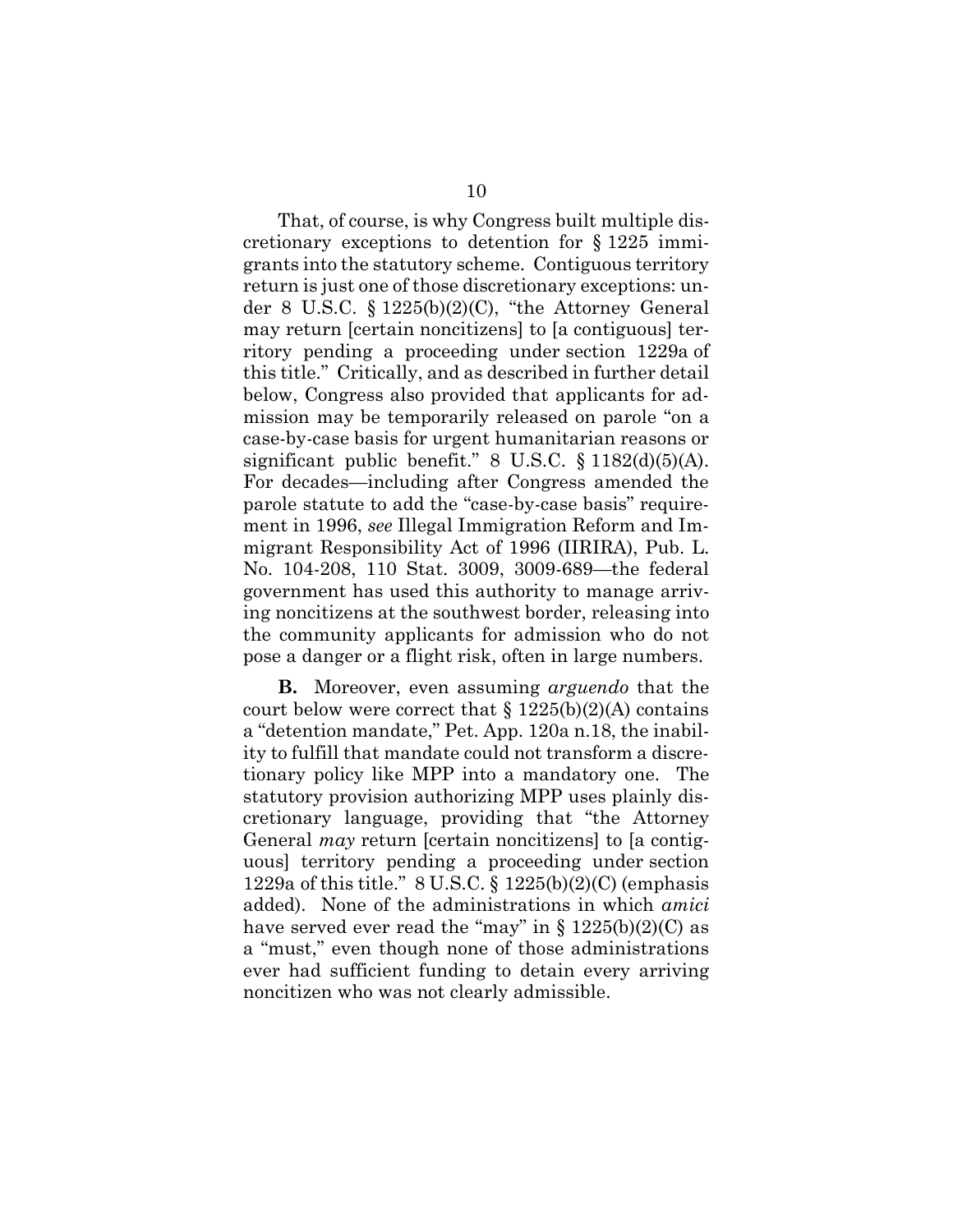That, of course, is why Congress built multiple discretionary exceptions to detention for § 1225 immigrants into the statutory scheme. Contiguous territory return is just one of those discretionary exceptions: under 8 U.S.C. § 1225(b)(2)(C), "the Attorney General may return [certain noncitizens] to [a contiguous] territory pending a proceeding under section 1229a of this title." Critically, and as described in further detail below, Congress also provided that applicants for admission may be temporarily released on parole "on a case-by-case basis for urgent humanitarian reasons or significant public benefit." 8 U.S.C. § 1182(d)(5)(A). For decades—including after Congress amended the parole statute to add the "case-by-case basis" requirement in 1996, *see* Illegal Immigration Reform and Immigrant Responsibility Act of 1996 (IIRIRA), Pub. L. No. 104-208, 110 Stat. 3009, 3009-689—the federal government has used this authority to manage arriving noncitizens at the southwest border, releasing into the community applicants for admission who do not pose a danger or a flight risk, often in large numbers.

**B.** Moreover, even assuming *arguendo* that the court below were correct that § 1225(b)(2)(A) contains a "detention mandate," Pet. App. 120a n.18, the inability to fulfill that mandate could not transform a discretionary policy like MPP into a mandatory one. The statutory provision authorizing MPP uses plainly discretionary language, providing that "the Attorney General *may* return [certain noncitizens] to [a contiguous] territory pending a proceeding under section 1229a of this title." 8 U.S.C. § 1225(b)(2)(C) (emphasis added). None of the administrations in which *amici* have served ever read the "may" in § 1225(b)(2)(C) as a "must," even though none of those administrations ever had sufficient funding to detain every arriving noncitizen who was not clearly admissible.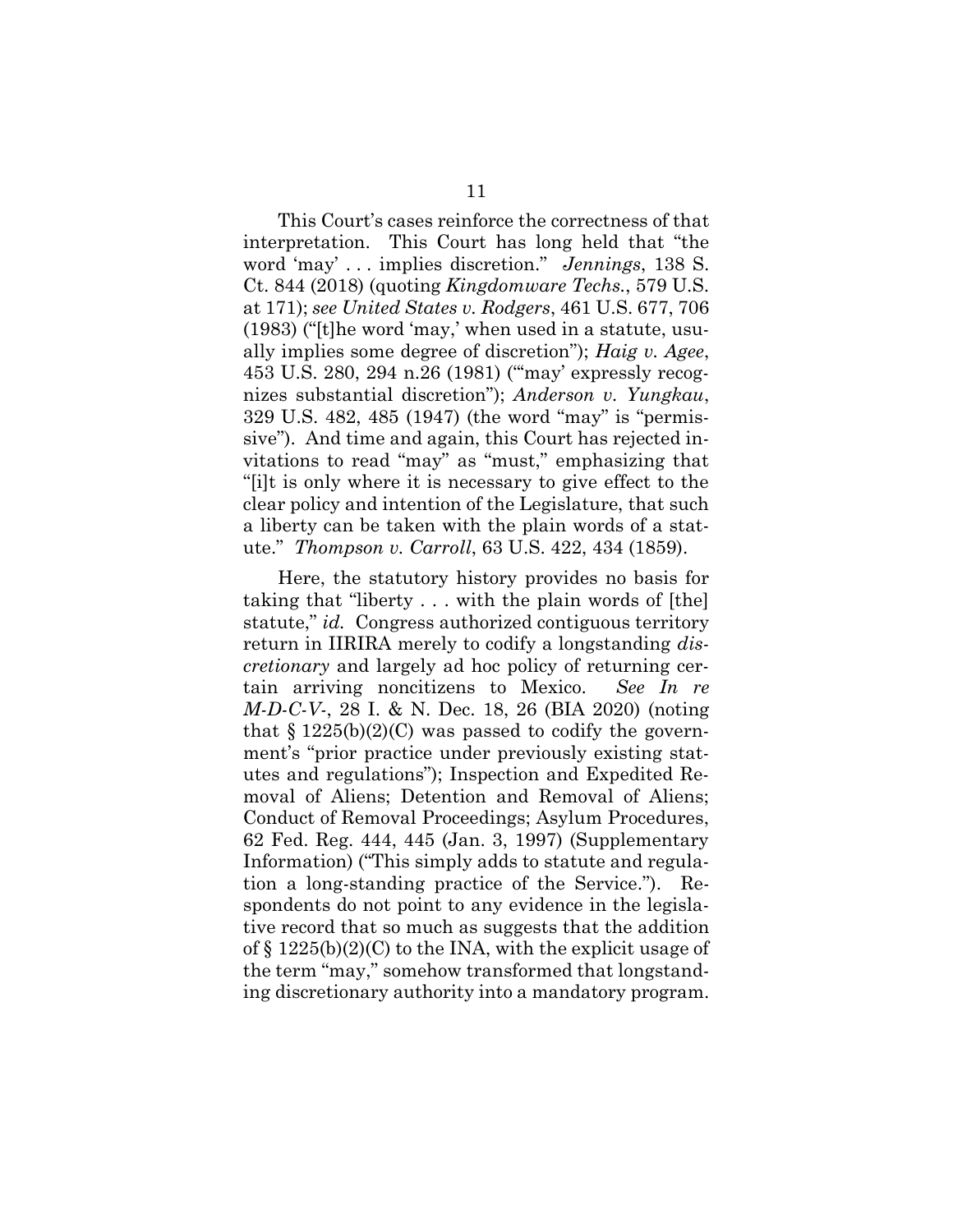This Court's cases reinforce the correctness of that interpretation. This Court has long held that "the word 'may' . . . implies discretion." *Jennings*, 138 S. Ct. 844 (2018) (quoting *Kingdomware Techs.*, 579 U.S. at 171); *see United States v. Rodgers*, 461 U.S. 677, 706 (1983) ("[t]he word 'may,' when used in a statute, usually implies some degree of discretion"); *Haig v. Agee*, 453 U.S. 280, 294 n.26 (1981) ("'may' expressly recognizes substantial discretion"); *Anderson v. Yungkau*, 329 U.S. 482, 485 (1947) (the word "may" is "permissive"). And time and again, this Court has rejected invitations to read "may" as "must," emphasizing that "[i]t is only where it is necessary to give effect to the clear policy and intention of the Legislature, that such a liberty can be taken with the plain words of a statute." *Thompson v. Carroll*, 63 U.S. 422, 434 (1859).

Here, the statutory history provides no basis for taking that "liberty . . . with the plain words of [the] statute," *id.* Congress authorized contiguous territory return in IIRIRA merely to codify a longstanding *discretionary* and largely ad hoc policy of returning certain arriving noncitizens to Mexico. *See In re M-D-C-V-*, 28 I. & N. Dec. 18, 26 (BIA 2020) (noting that § 1225(b)(2)(C) was passed to codify the government's "prior practice under previously existing statutes and regulations"); Inspection and Expedited Removal of Aliens; Detention and Removal of Aliens; Conduct of Removal Proceedings; Asylum Procedures, 62 Fed. Reg. 444, 445 (Jan. 3, 1997) (Supplementary Information) ("This simply adds to statute and regulation a long-standing practice of the Service."). Respondents do not point to any evidence in the legislative record that so much as suggests that the addition of § 1225(b)(2)(C) to the INA, with the explicit usage of the term "may," somehow transformed that longstanding discretionary authority into a mandatory program.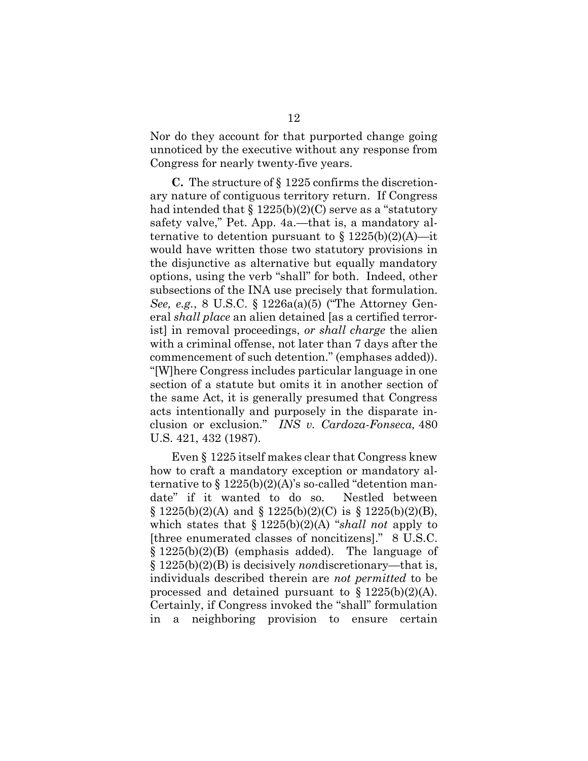Nor do they account for that purported change going unnoticed by the executive without any response from Congress for nearly twenty-five years.

**C.** The structure of § 1225 confirms the discretionary nature of contiguous territory return. If Congress had intended that § 1225(b)(2)(C) serve as a "statutory safety valve," Pet. App. 4a.—that is, a mandatory alternative to detention pursuant to § 1225(b)(2)(A)—it would have written those two statutory provisions in the disjunctive as alternative but equally mandatory options, using the verb "shall" for both. Indeed, other subsections of the INA use precisely that formulation. *See, e.g.*, 8 U.S.C. § 1226a(a)(5) ("The Attorney General *shall place* an alien detained [as a certified terrorist] in removal proceedings, *or shall charge* the alien with a criminal offense, not later than 7 days after the commencement of such detention." (emphases added)). "[W]here Congress includes particular language in one section of a statute but omits it in another section of the same Act, it is generally presumed that Congress acts intentionally and purposely in the disparate inclusion or exclusion." *INS v. Cardoza-Fonseca,* 480 U.S. 421, 432 (1987).

Even § 1225 itself makes clear that Congress knew how to craft a mandatory exception or mandatory alternative to § 1225(b)(2)(A)'s so-called "detention mandate" if it wanted to do so. Nestled between § 1225(b)(2)(A) and § 1225(b)(2)(C) is § 1225(b)(2)(B), which states that § 1225(b)(2)(A) "*shall not* apply to [three enumerated classes of noncitizens]." 8 U.S.C. § 1225(b)(2)(B) (emphasis added). The language of § 1225(b)(2)(B) is decisively *non*discretionary—that is, individuals described therein are *not permitted* to be processed and detained pursuant to § 1225(b)(2)(A). Certainly, if Congress invoked the "shall" formulation in a neighboring provision to ensure certain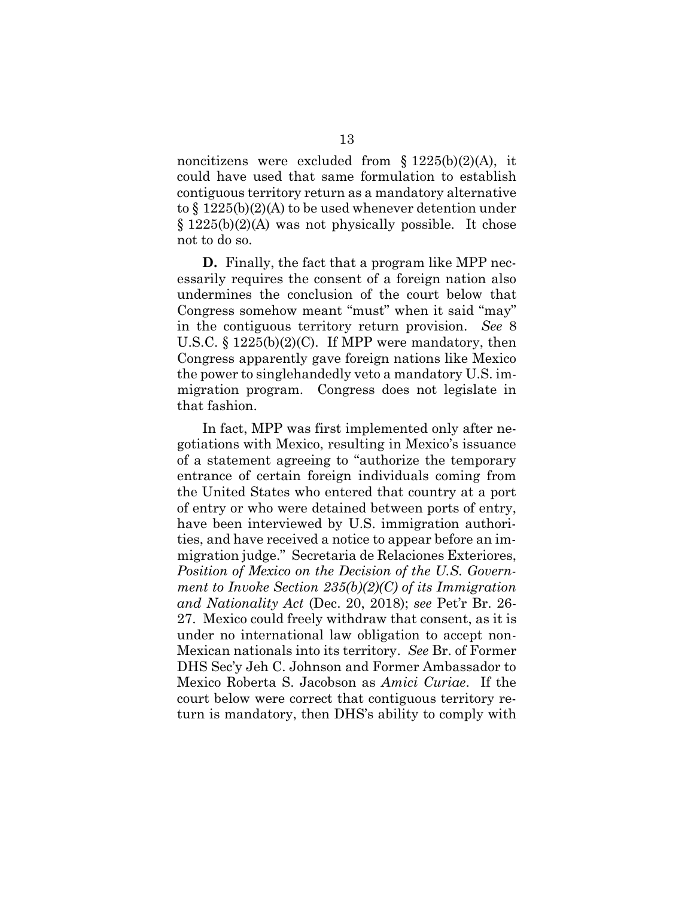noncitizens were excluded from § 1225(b)(2)(A), it could have used that same formulation to establish contiguous territory return as a mandatory alternative to § 1225(b)(2)(A) to be used whenever detention under § 1225(b)(2)(A) was not physically possible. It chose not to do so.

**D.** Finally, the fact that a program like MPP necessarily requires the consent of a foreign nation also undermines the conclusion of the court below that Congress somehow meant "must" when it said "may" in the contiguous territory return provision. *See* 8 U.S.C. § 1225(b)(2)(C). If MPP were mandatory, then Congress apparently gave foreign nations like Mexico the power to singlehandedly veto a mandatory U.S. immigration program. Congress does not legislate in that fashion.

In fact, MPP was first implemented only after negotiations with Mexico, resulting in Mexico's issuance of a statement agreeing to "authorize the temporary entrance of certain foreign individuals coming from the United States who entered that country at a port of entry or who were detained between ports of entry, have been interviewed by U.S. immigration authorities, and have received a notice to appear before an immigration judge." Secretaria de Relaciones Exteriores, *Position of Mexico on the Decision of the U.S. Government to Invoke Section 235(b)(2)(C) of its Immigration and Nationality Act* (Dec. 20, 2018); *see* Pet'r Br. 26-27. Mexico could freely withdraw that consent, as it is under no international law obligation to accept non-Mexican nationals into its territory. *See* Br. of Former DHS Sec'y Jeh C. Johnson and Former Ambassador to Mexico Roberta S. Jacobson as *Amici Curiae*. If the court below were correct that contiguous territory return is mandatory, then DHS's ability to comply with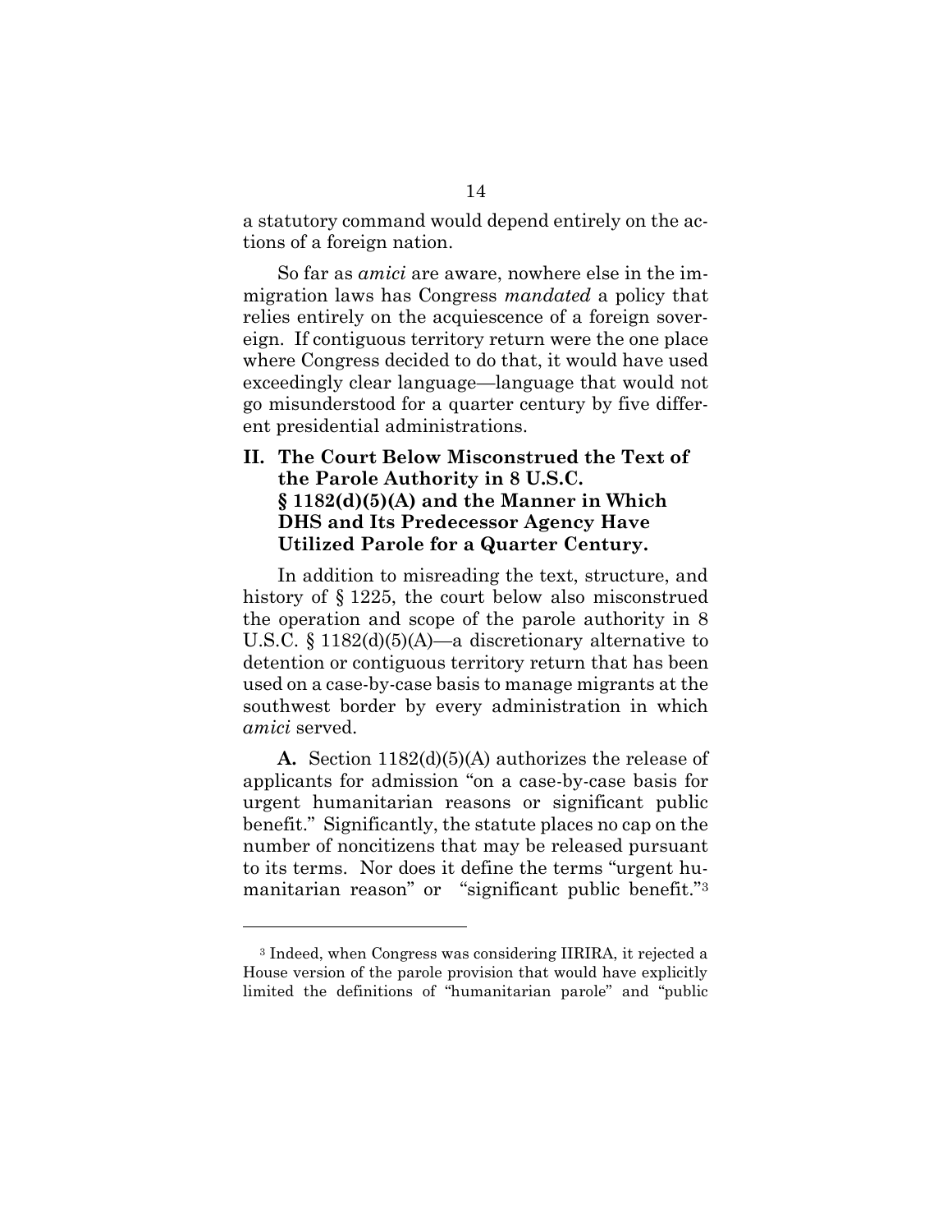a statutory command would depend entirely on the actions of a foreign nation.

So far as *amici* are aware, nowhere else in the immigration laws has Congress *mandated* a policy that relies entirely on the acquiescence of a foreign sovereign. If contiguous territory return were the one place where Congress decided to do that, it would have used exceedingly clear language—language that would not go misunderstood for a quarter century by five different presidential administrations.

## II. The Court Below Misconstrued the Text of the Parole Authority in 8 U.S.C. § 1182(d)(5)(A) and the Manner in Which DHS and Its Predecessor Agency Have Utilized Parole for a Quarter Century.

In addition to misreading the text, structure, and history of § 1225, the court below also misconstrued the operation and scope of the parole authority in 8 U.S.C. § 1182(d)(5)(A)—a discretionary alternative to detention or contiguous territory return that has been used on a case-by-case basis to manage migrants at the southwest border by every administration in which *amici* served.

**A.** Section 1182(d)(5)(A) authorizes the release of applicants for admission "on a case-by-case basis for urgent humanitarian reasons or significant public benefit." Significantly, the statute places no cap on the number of noncitizens that may be released pursuant to its terms. Nor does it define the terms "urgent humanitarian reason" or "significant public benefit."[3]

---

[3] Indeed, when Congress was considering IIRIRA, it rejected a House version of the parole provision that would have explicitly limited the definitions of "humanitarian parole" and "public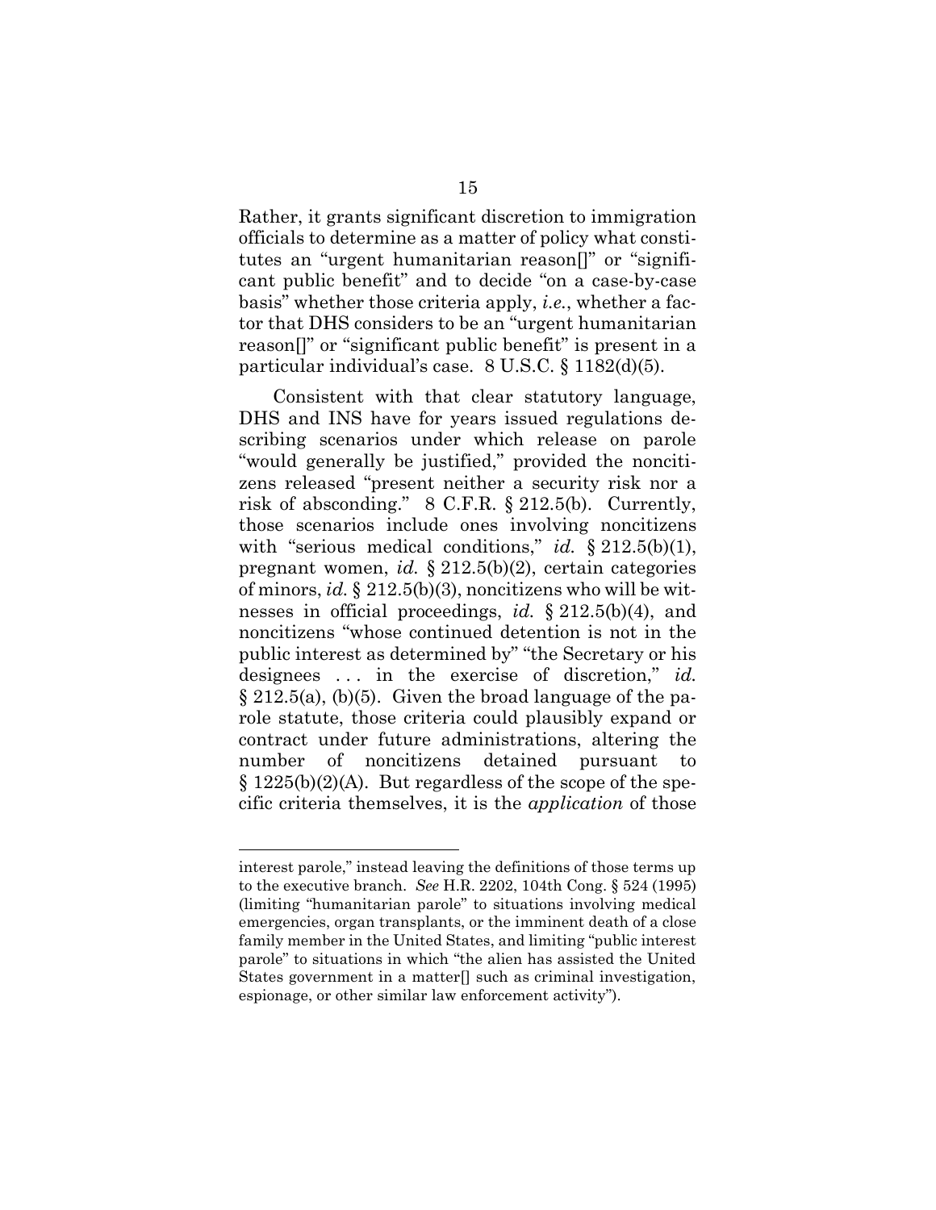Rather, it grants significant discretion to immigration officials to determine as a matter of policy what constitutes an "urgent humanitarian reason[]" or "significant public benefit" and to decide "on a case-by-case basis" whether those criteria apply, *i.e.*, whether a factor that DHS considers to be an "urgent humanitarian reason[]" or "significant public benefit" is present in a particular individual's case. 8 U.S.C. § 1182(d)(5).

Consistent with that clear statutory language, DHS and INS have for years issued regulations describing scenarios under which release on parole "would generally be justified," provided the noncitizens released "present neither a security risk nor a risk of absconding." 8 C.F.R. § 212.5(b). Currently, those scenarios include ones involving noncitizens with "serious medical conditions," *id.* § 212.5(b)(1), pregnant women, *id.* § 212.5(b)(2), certain categories of minors, *id.* § 212.5(b)(3), noncitizens who will be witnesses in official proceedings, *id.* § 212.5(b)(4), and noncitizens "whose continued detention is not in the public interest as determined by" "the Secretary or his designees . . . in the exercise of discretion," *id.* § 212.5(a), (b)(5). Given the broad language of the parole statute, those criteria could plausibly expand or contract under future administrations, altering the number of noncitizens detained pursuant to § 1225(b)(2)(A). But regardless of the scope of the specific criteria themselves, it is the *application* of those

---

interest parole," instead leaving the definitions of those terms up to the executive branch. *See* H.R. 2202, 104th Cong. § 524 (1995) (limiting "humanitarian parole" to situations involving medical emergencies, organ transplants, or the imminent death of a close family member in the United States, and limiting "public interest parole" to situations in which "the alien has assisted the United States government in a matter[] such as criminal investigation, espionage, or other similar law enforcement activity").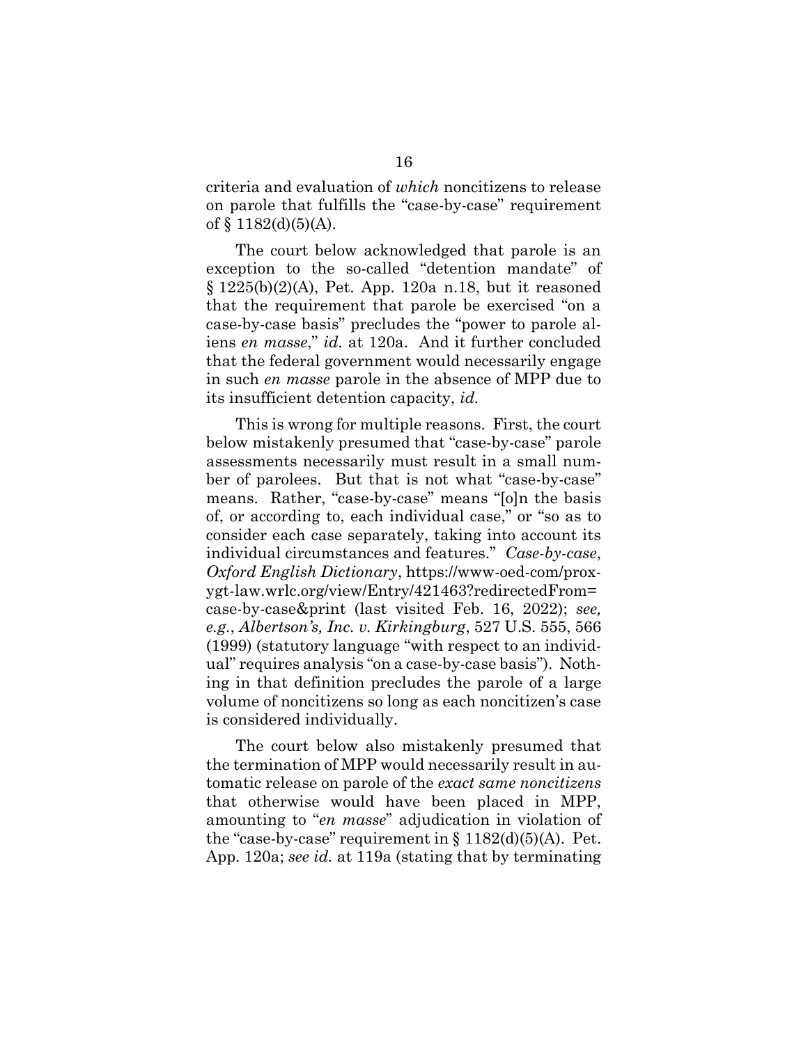criteria and evaluation of *which* noncitizens to release on parole that fulfills the "case-by-case" requirement of § 1182(d)(5)(A).

The court below acknowledged that parole is an exception to the so-called "detention mandate" of § 1225(b)(2)(A), Pet. App. 120a n.18, but it reasoned that the requirement that parole be exercised "on a case-by-case basis" precludes the "power to parole aliens *en masse*," *id.* at 120a. And it further concluded that the federal government would necessarily engage in such *en masse* parole in the absence of MPP due to its insufficient detention capacity, *id.*

This is wrong for multiple reasons. First, the court below mistakenly presumed that "case-by-case" parole assessments necessarily must result in a small number of parolees. But that is not what "case-by-case" means. Rather, "case-by-case" means "[o]n the basis of, or according to, each individual case," or "so as to consider each case separately, taking into account its individual circumstances and features." *Case-by-case*, *Oxford English Dictionary*, https://www-oed-com/proxygt-law.wrlc.org/view/Entry/421463?redirectedFrom=case-by-case&print (last visited Feb. 16, 2022); *see, e.g.*, *Albertson's, Inc. v. Kirkingburg*, 527 U.S. 555, 566 (1999) (statutory language "with respect to an individual" requires analysis "on a case-by-case basis"). Nothing in that definition precludes the parole of a large volume of noncitizens so long as each noncitizen's case is considered individually.

The court below also mistakenly presumed that the termination of MPP would necessarily result in automatic release on parole of the *exact same noncitizens* that otherwise would have been placed in MPP, amounting to "*en masse*" adjudication in violation of the "case-by-case" requirement in § 1182(d)(5)(A). Pet. App. 120a; *see id.* at 119a (stating that by terminating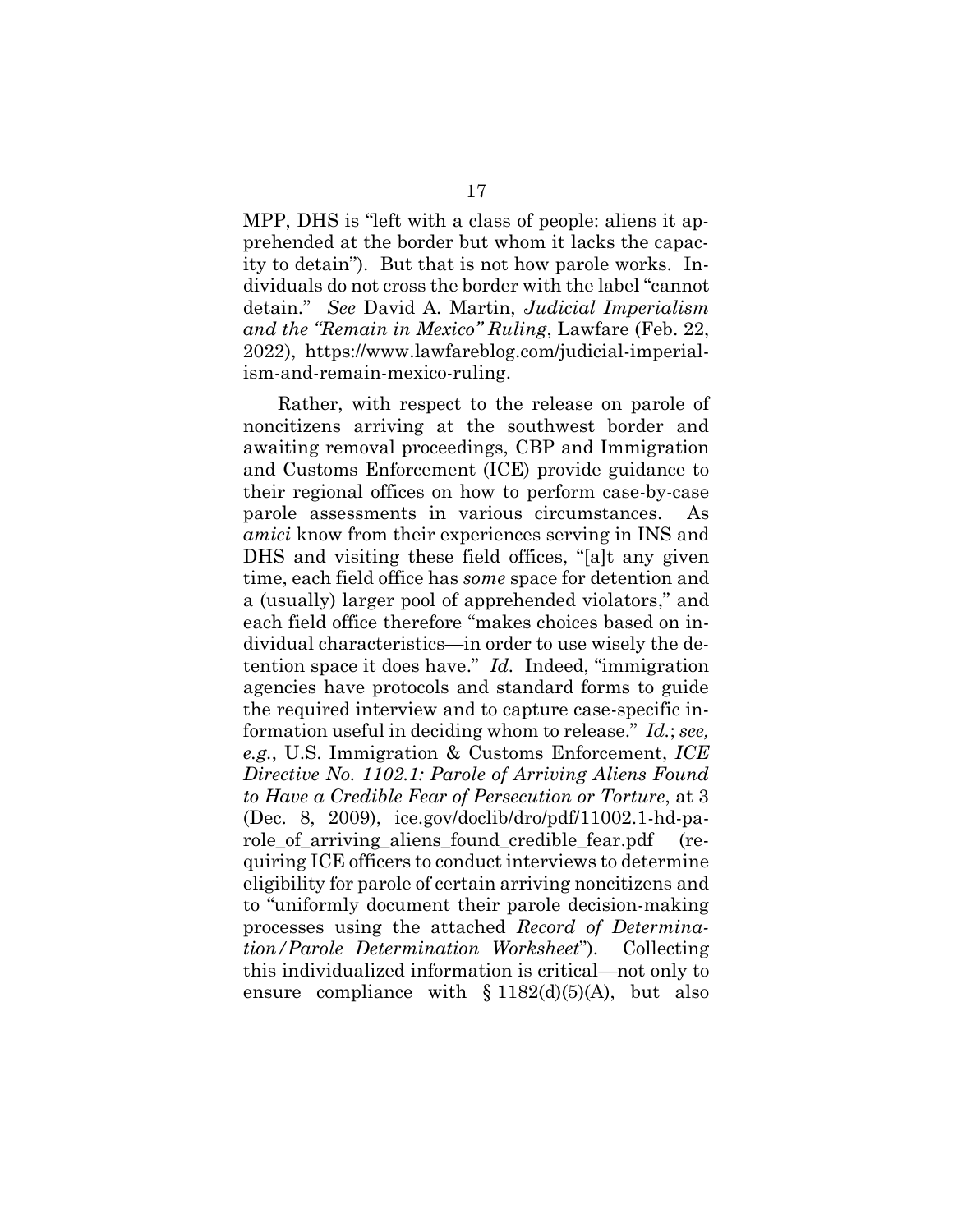MPP, DHS is "left with a class of people: aliens it apprehended at the border but whom it lacks the capacity to detain"). But that is not how parole works. Individuals do not cross the border with the label "cannot detain." *See* David A. Martin, *Judicial Imperialism and the "Remain in Mexico" Ruling*, Lawfare (Feb. 22, 2022), https://www.lawfareblog.com/judicial-imperialism-and-remain-mexico-ruling.

Rather, with respect to the release on parole of noncitizens arriving at the southwest border and awaiting removal proceedings, CBP and Immigration and Customs Enforcement (ICE) provide guidance to their regional offices on how to perform case-by-case parole assessments in various circumstances. As *amici* know from their experiences serving in INS and DHS and visiting these field offices, "[a]t any given time, each field office has *some* space for detention and a (usually) larger pool of apprehended violators," and each field office therefore "makes choices based on individual characteristics—in order to use wisely the detention space it does have." *Id.* Indeed, "immigration agencies have protocols and standard forms to guide the required interview and to capture case-specific information useful in deciding whom to release." *Id.*; *see, e.g.*, U.S. Immigration & Customs Enforcement, *ICE Directive No. 1102.1: Parole of Arriving Aliens Found to Have a Credible Fear of Persecution or Torture*, at 3 (Dec. 8, 2009), ice.gov/doclib/dro/pdf/11002.1-hd-parole_of_arriving_aliens_found_credible_fear.pdf (requiring ICE officers to conduct interviews to determine eligibility for parole of certain arriving noncitizens and to "uniformly document their parole decision-making processes using the attached *Record of Determination/Parole Determination Worksheet*"). Collecting this individualized information is critical—not only to ensure compliance with § 1182(d)(5)(A), but also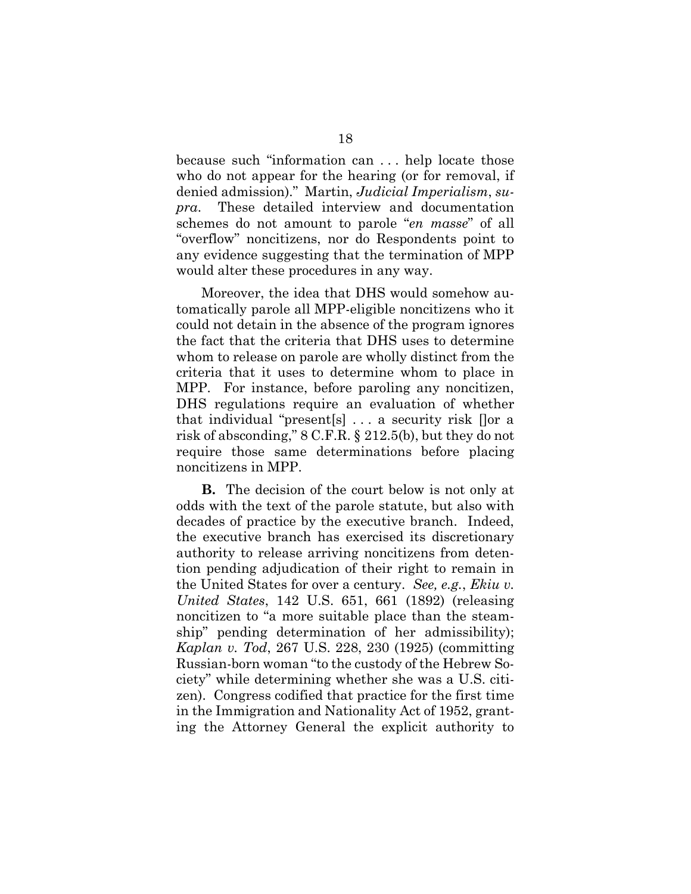because such "information can . . . help locate those who do not appear for the hearing (or for removal, if denied admission)." Martin, *Judicial Imperialism*, *supra*. These detailed interview and documentation schemes do not amount to parole "*en masse*" of all "overflow" noncitizens, nor do Respondents point to any evidence suggesting that the termination of MPP would alter these procedures in any way.

Moreover, the idea that DHS would somehow automatically parole all MPP-eligible noncitizens who it could not detain in the absence of the program ignores the fact that the criteria that DHS uses to determine whom to release on parole are wholly distinct from the criteria that it uses to determine whom to place in MPP. For instance, before paroling any noncitizen, DHS regulations require an evaluation of whether that individual "present[s] . . . a security risk []or a risk of absconding," 8 C.F.R. § 212.5(b), but they do not require those same determinations before placing noncitizens in MPP.

**B.** The decision of the court below is not only at odds with the text of the parole statute, but also with decades of practice by the executive branch. Indeed, the executive branch has exercised its discretionary authority to release arriving noncitizens from detention pending adjudication of their right to remain in the United States for over a century. *See, e.g.*, *Ekiu v. United States*, 142 U.S. 651, 661 (1892) (releasing noncitizen to "a more suitable place than the steamship" pending determination of her admissibility); *Kaplan v. Tod*, 267 U.S. 228, 230 (1925) (committing Russian-born woman "to the custody of the Hebrew Society" while determining whether she was a U.S. citizen). Congress codified that practice for the first time in the Immigration and Nationality Act of 1952, granting the Attorney General the explicit authority to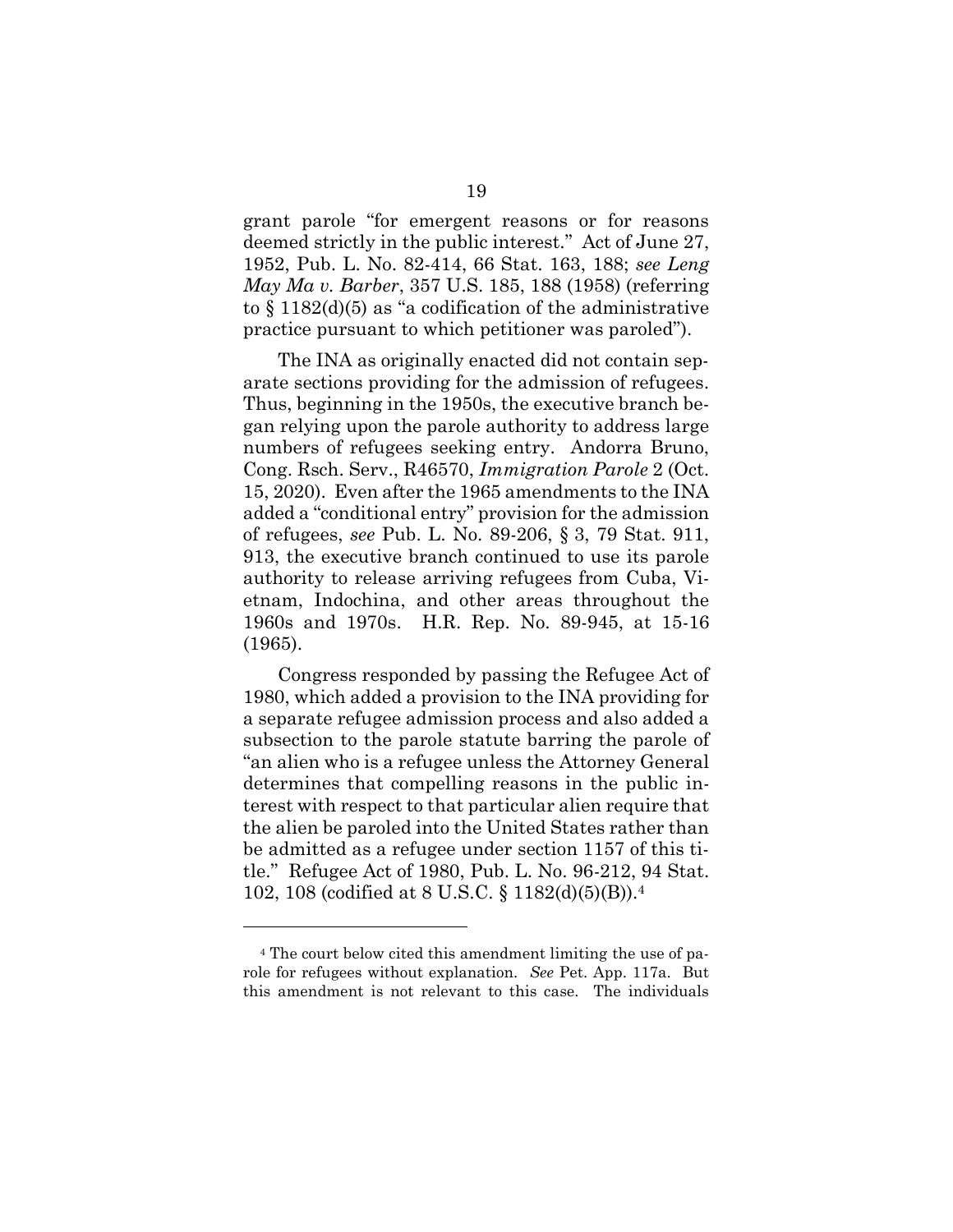grant parole "for emergent reasons or for reasons deemed strictly in the public interest." Act of June 27, 1952, Pub. L. No. 82-414, 66 Stat. 163, 188; *see Leng May Ma v. Barber*, 357 U.S. 185, 188 (1958) (referring to § 1182(d)(5) as "a codification of the administrative practice pursuant to which petitioner was paroled").

The INA as originally enacted did not contain separate sections providing for the admission of refugees. Thus, beginning in the 1950s, the executive branch began relying upon the parole authority to address large numbers of refugees seeking entry. Andorra Bruno, Cong. Rsch. Serv., R46570, *Immigration Parole* 2 (Oct. 15, 2020). Even after the 1965 amendments to the INA added a "conditional entry" provision for the admission of refugees, *see* Pub. L. No. 89-206, § 3, 79 Stat. 911, 913, the executive branch continued to use its parole authority to release arriving refugees from Cuba, Vietnam, Indochina, and other areas throughout the 1960s and 1970s. H.R. Rep. No. 89-945, at 15-16 (1965).

Congress responded by passing the Refugee Act of 1980, which added a provision to the INA providing for a separate refugee admission process and also added a subsection to the parole statute barring the parole of "an alien who is a refugee unless the Attorney General determines that compelling reasons in the public interest with respect to that particular alien require that the alien be paroled into the United States rather than be admitted as a refugee under section 1157 of this title." Refugee Act of 1980, Pub. L. No. 96-212, 94 Stat. 102, 108 (codified at 8 U.S.C. § 1182(d)(5)(B)).[4]

---

[4] The court below cited this amendment limiting the use of parole for refugees without explanation. *See* Pet. App. 117a. But this amendment is not relevant to this case. The individuals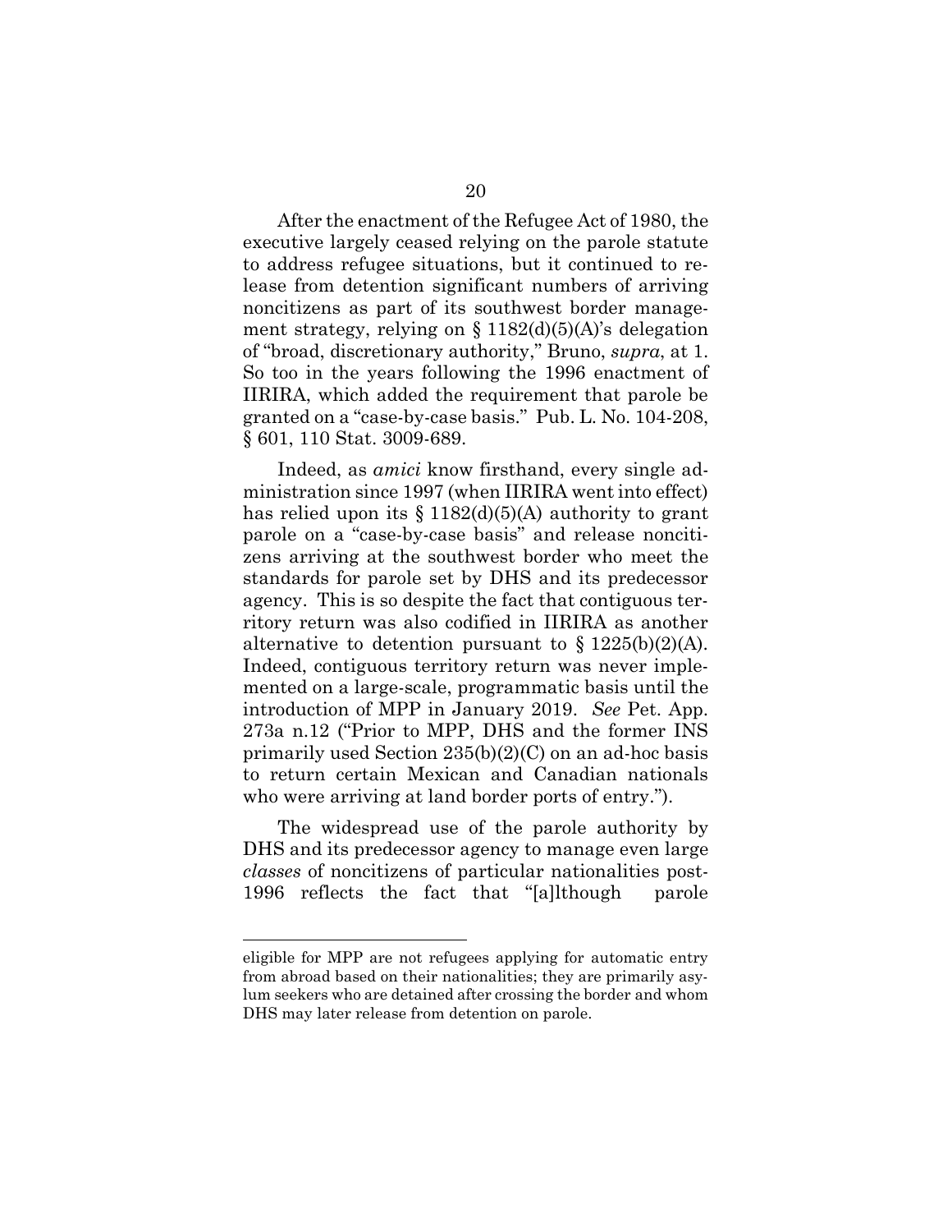After the enactment of the Refugee Act of 1980, the executive largely ceased relying on the parole statute to address refugee situations, but it continued to release from detention significant numbers of arriving noncitizens as part of its southwest border management strategy, relying on § 1182(d)(5)(A)'s delegation of "broad, discretionary authority," Bruno, *supra*, at 1. So too in the years following the 1996 enactment of IIRIRA, which added the requirement that parole be granted on a "case-by-case basis." Pub. L. No. 104-208, § 601, 110 Stat. 3009-689.

Indeed, as *amici* know firsthand, every single administration since 1997 (when IIRIRA went into effect) has relied upon its § 1182(d)(5)(A) authority to grant parole on a "case-by-case basis" and release noncitizens arriving at the southwest border who meet the standards for parole set by DHS and its predecessor agency. This is so despite the fact that contiguous territory return was also codified in IIRIRA as another alternative to detention pursuant to § 1225(b)(2)(A). Indeed, contiguous territory return was never implemented on a large-scale, programmatic basis until the introduction of MPP in January 2019. *See* Pet. App. 273a n.12 ("Prior to MPP, DHS and the former INS primarily used Section 235(b)(2)(C) on an ad-hoc basis to return certain Mexican and Canadian nationals who were arriving at land border ports of entry.").

The widespread use of the parole authority by DHS and its predecessor agency to manage even large *classes* of noncitizens of particular nationalities post-1996 reflects the fact that "[a]lthough parole

---

eligible for MPP are not refugees applying for automatic entry from abroad based on their nationalities; they are primarily asylum seekers who are detained after crossing the border and whom DHS may later release from detention on parole.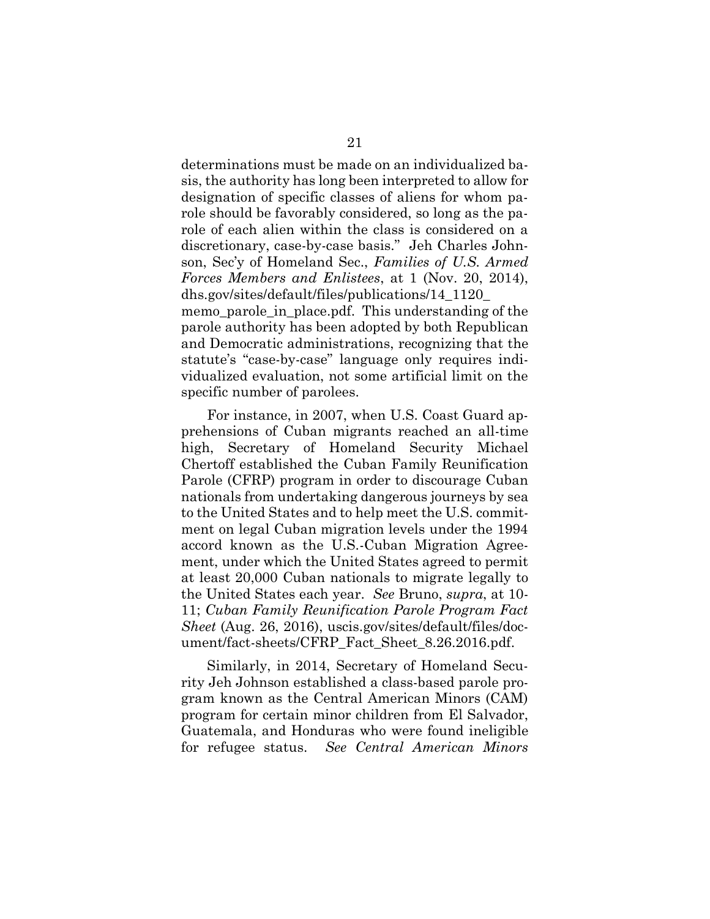determinations must be made on an individualized basis, the authority has long been interpreted to allow for designation of specific classes of aliens for whom parole should be favorably considered, so long as the parole of each alien within the class is considered on a discretionary, case-by-case basis." Jeh Charles Johnson, Sec'y of Homeland Sec., *Families of U.S. Armed Forces Members and Enlistees*, at 1 (Nov. 20, 2014), dhs.gov/sites/default/files/publications/14_1120_memo_parole_in_place.pdf. This understanding of the parole authority has been adopted by both Republican and Democratic administrations, recognizing that the statute's "case-by-case" language only requires individualized evaluation, not some artificial limit on the specific number of parolees.

For instance, in 2007, when U.S. Coast Guard apprehensions of Cuban migrants reached an all-time high, Secretary of Homeland Security Michael Chertoff established the Cuban Family Reunification Parole (CFRP) program in order to discourage Cuban nationals from undertaking dangerous journeys by sea to the United States and to help meet the U.S. commitment on legal Cuban migration levels under the 1994 accord known as the U.S.-Cuban Migration Agreement, under which the United States agreed to permit at least 20,000 Cuban nationals to migrate legally to the United States each year. *See* Bruno, *supra*, at 10-11; *Cuban Family Reunification Parole Program Fact Sheet* (Aug. 26, 2016), uscis.gov/sites/default/files/document/fact-sheets/CFRP_Fact_Sheet_8.26.2016.pdf.

Similarly, in 2014, Secretary of Homeland Security Jeh Johnson established a class-based parole program known as the Central American Minors (CAM) program for certain minor children from El Salvador, Guatemala, and Honduras who were found ineligible for refugee status. *See Central American Minors*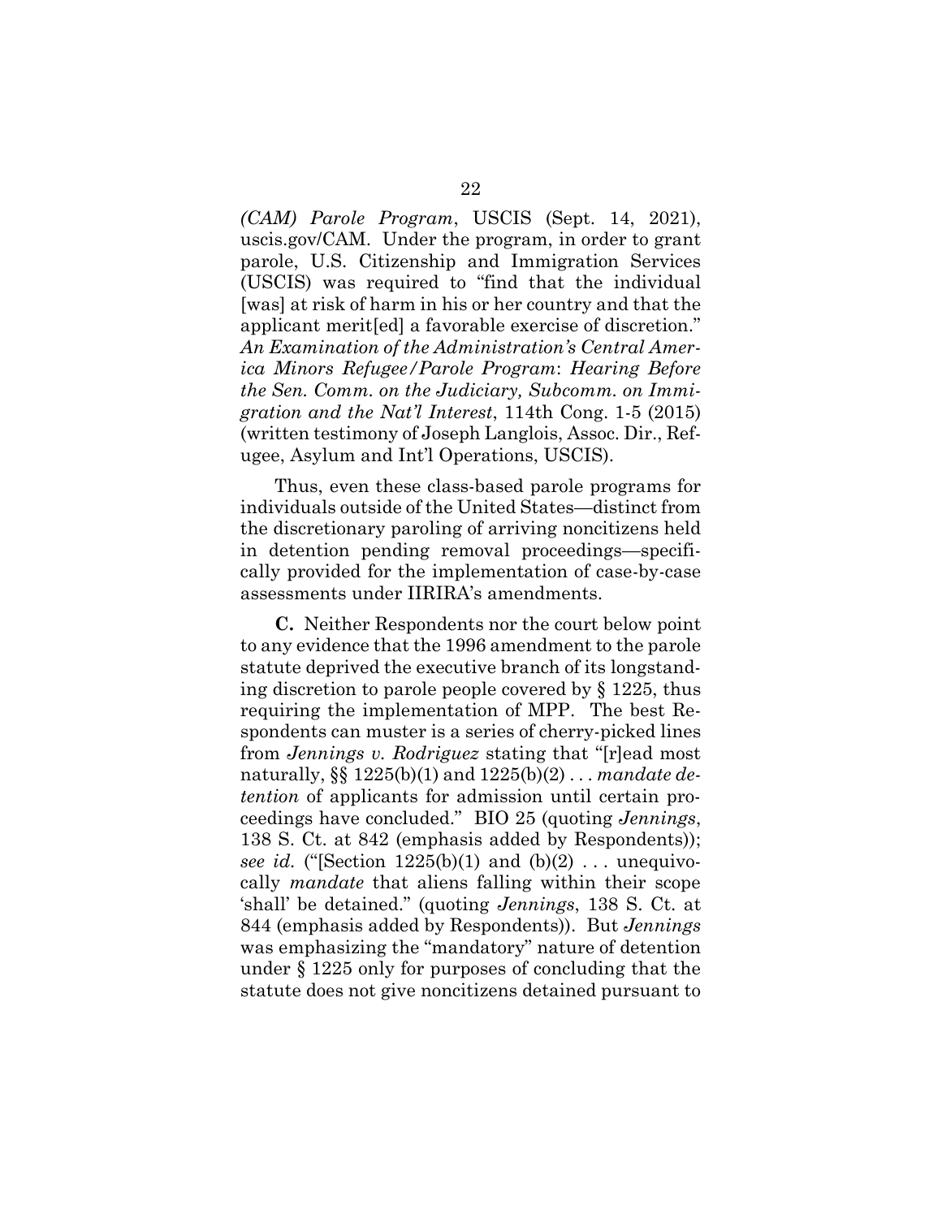*(CAM) Parole Program*, USCIS (Sept. 14, 2021), uscis.gov/CAM. Under the program, in order to grant parole, U.S. Citizenship and Immigration Services (USCIS) was required to "find that the individual [was] at risk of harm in his or her country and that the applicant merit[ed] a favorable exercise of discretion." *An Examination of the Administration's Central America Minors Refugee/Parole Program*: *Hearing Before the Sen. Comm. on the Judiciary, Subcomm. on Immigration and the Nat'l Interest*, 114th Cong. 1-5 (2015) (written testimony of Joseph Langlois, Assoc. Dir., Refugee, Asylum and Int'l Operations, USCIS).

Thus, even these class-based parole programs for individuals outside of the United States—distinct from the discretionary paroling of arriving noncitizens held in detention pending removal proceedings—specifically provided for the implementation of case-by-case assessments under IIRIRA's amendments.

**C.** Neither Respondents nor the court below point to any evidence that the 1996 amendment to the parole statute deprived the executive branch of its longstanding discretion to parole people covered by § 1225, thus requiring the implementation of MPP. The best Respondents can muster is a series of cherry-picked lines from *Jennings v. Rodriguez* stating that "[r]ead most naturally, §§ 1225(b)(1) and 1225(b)(2) . . . *mandate detention* of applicants for admission until certain proceedings have concluded." BIO 25 (quoting *Jennings*, 138 S. Ct. at 842 (emphasis added by Respondents)); *see id.* ("[Section 1225(b)(1) and (b)(2) . . . unequivocally *mandate* that aliens falling within their scope 'shall' be detained." (quoting *Jennings*, 138 S. Ct. at 844 (emphasis added by Respondents)). But *Jennings* was emphasizing the "mandatory" nature of detention under § 1225 only for purposes of concluding that the statute does not give noncitizens detained pursuant to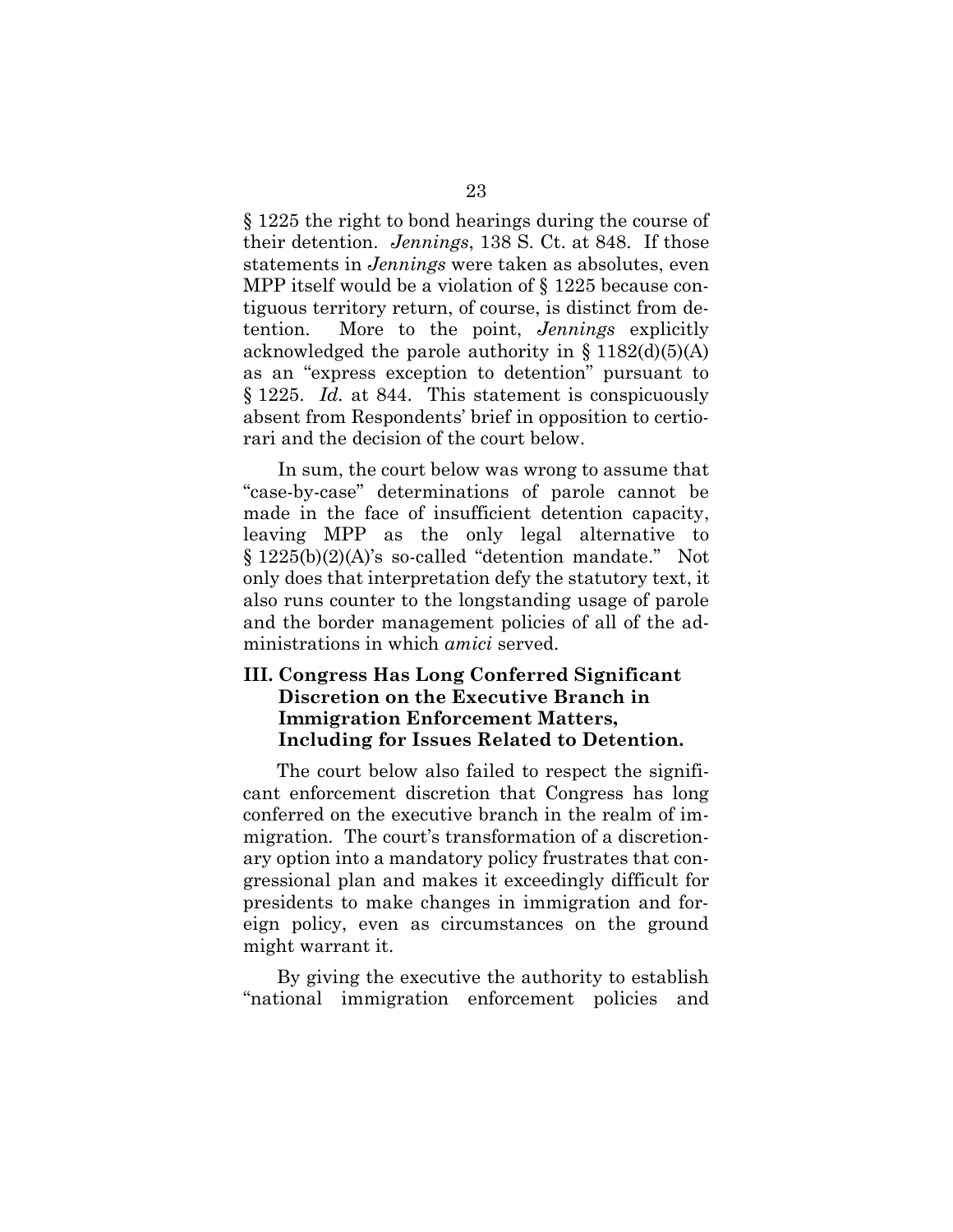§ 1225 the right to bond hearings during the course of their detention. *Jennings*, 138 S. Ct. at 848. If those statements in *Jennings* were taken as absolutes, even MPP itself would be a violation of § 1225 because contiguous territory return, of course, is distinct from detention. More to the point, *Jennings* explicitly acknowledged the parole authority in § 1182(d)(5)(A) as an "express exception to detention" pursuant to § 1225. *Id.* at 844. This statement is conspicuously absent from Respondents' brief in opposition to certiorari and the decision of the court below.

In sum, the court below was wrong to assume that "case-by-case" determinations of parole cannot be made in the face of insufficient detention capacity, leaving MPP as the only legal alternative to § 1225(b)(2)(A)'s so-called "detention mandate." Not only does that interpretation defy the statutory text, it also runs counter to the longstanding usage of parole and the border management policies of all of the administrations in which *amici* served.

## III. Congress Has Long Conferred Significant Discretion on the Executive Branch in Immigration Enforcement Matters, Including for Issues Related to Detention.

The court below also failed to respect the significant enforcement discretion that Congress has long conferred on the executive branch in the realm of immigration. The court's transformation of a discretionary option into a mandatory policy frustrates that congressional plan and makes it exceedingly difficult for presidents to make changes in immigration and foreign policy, even as circumstances on the ground might warrant it.

By giving the executive the authority to establish "national immigration enforcement policies and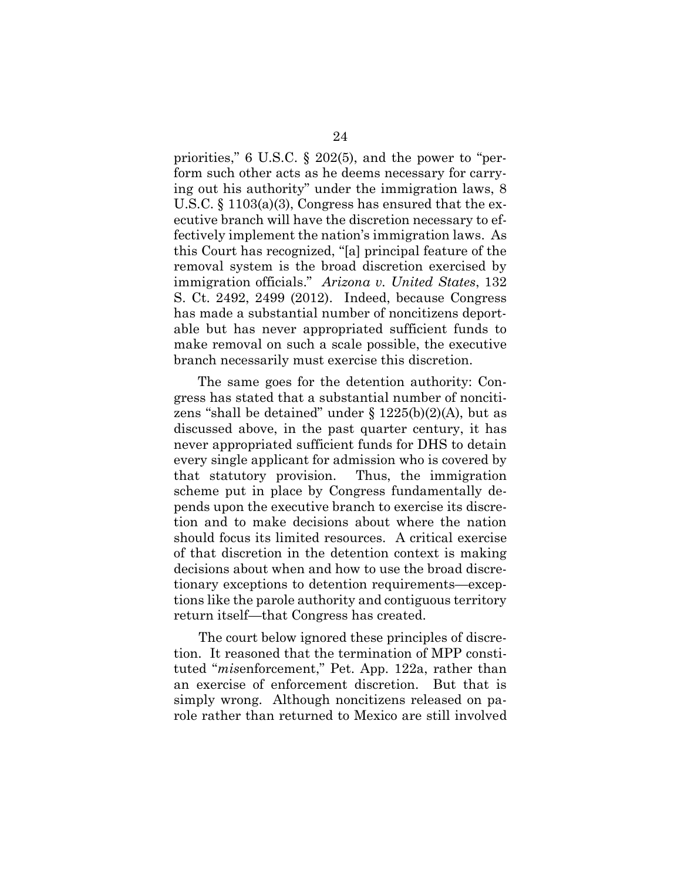priorities," 6 U.S.C. § 202(5), and the power to "perform such other acts as he deems necessary for carrying out his authority" under the immigration laws, 8 U.S.C. § 1103(a)(3), Congress has ensured that the executive branch will have the discretion necessary to effectively implement the nation's immigration laws. As this Court has recognized, "[a] principal feature of the removal system is the broad discretion exercised by immigration officials." *Arizona v. United States*, 132 S. Ct. 2492, 2499 (2012). Indeed, because Congress has made a substantial number of noncitizens deportable but has never appropriated sufficient funds to make removal on such a scale possible, the executive branch necessarily must exercise this discretion.

The same goes for the detention authority: Congress has stated that a substantial number of noncitizens "shall be detained" under § 1225(b)(2)(A), but as discussed above, in the past quarter century, it has never appropriated sufficient funds for DHS to detain every single applicant for admission who is covered by that statutory provision. Thus, the immigration scheme put in place by Congress fundamentally depends upon the executive branch to exercise its discretion and to make decisions about where the nation should focus its limited resources. A critical exercise of that discretion in the detention context is making decisions about when and how to use the broad discretionary exceptions to detention requirements—exceptions like the parole authority and contiguous territory return itself—that Congress has created.

The court below ignored these principles of discretion. It reasoned that the termination of MPP constituted "*mis*enforcement," Pet. App. 122a, rather than an exercise of enforcement discretion. But that is simply wrong. Although noncitizens released on parole rather than returned to Mexico are still involved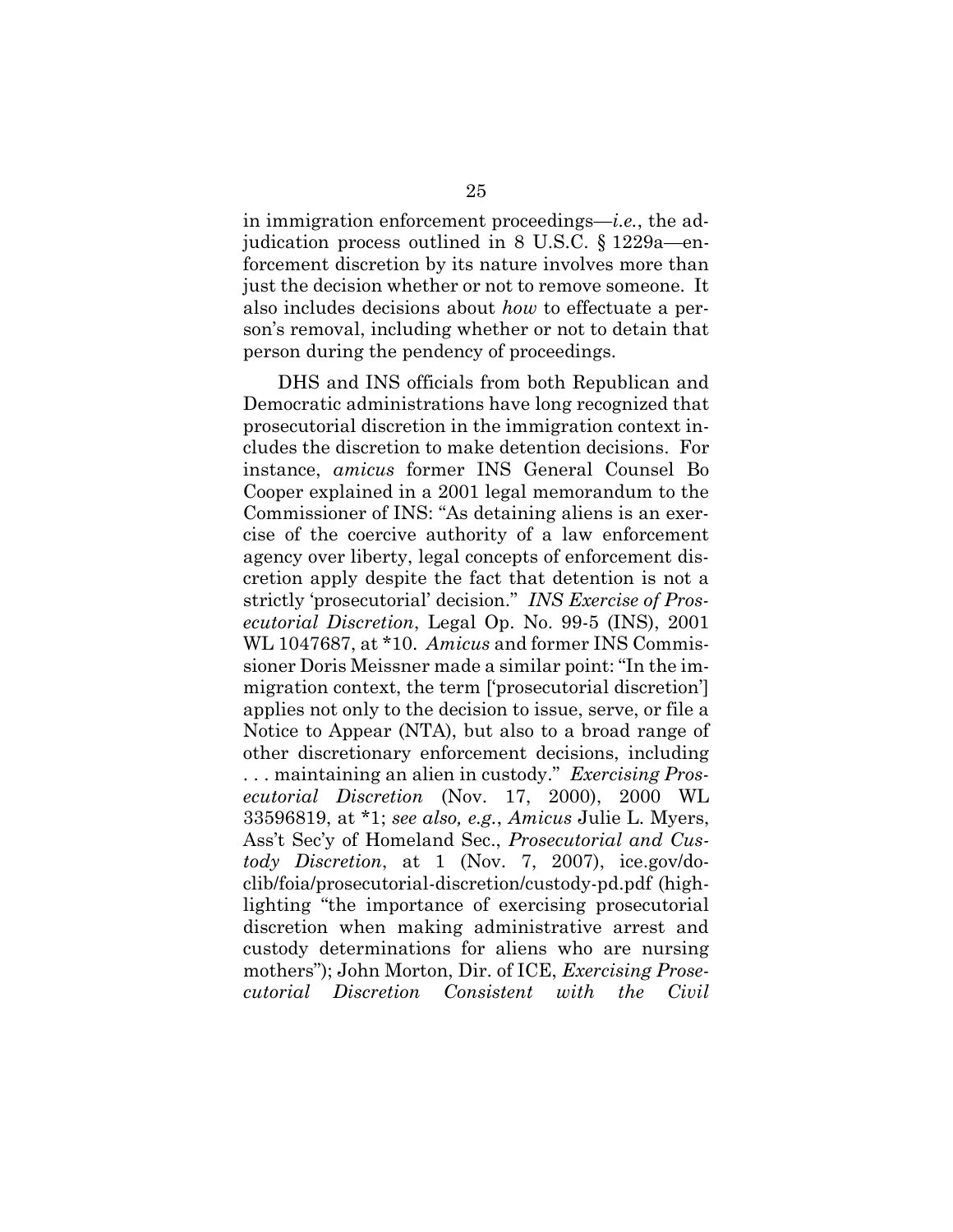in immigration enforcement proceedings—*i.e.*, the adjudication process outlined in 8 U.S.C. § 1229a—enforcement discretion by its nature involves more than just the decision whether or not to remove someone. It also includes decisions about *how* to effectuate a person's removal, including whether or not to detain that person during the pendency of proceedings.

DHS and INS officials from both Republican and Democratic administrations have long recognized that prosecutorial discretion in the immigration context includes the discretion to make detention decisions. For instance, *amicus* former INS General Counsel Bo Cooper explained in a 2001 legal memorandum to the Commissioner of INS: "As detaining aliens is an exercise of the coercive authority of a law enforcement agency over liberty, legal concepts of enforcement discretion apply despite the fact that detention is not a strictly 'prosecutorial' decision." *INS Exercise of Prosecutorial Discretion*, Legal Op. No. 99-5 (INS), 2001 WL 1047687, at *10. *Amicus* and former INS Commissioner Doris Meissner made a similar point: "In the immigration context, the term ['prosecutorial discretion'] applies not only to the decision to issue, serve, or file a Notice to Appear (NTA), but also to a broad range of other discretionary enforcement decisions, including . . . maintaining an alien in custody." *Exercising Prosecutorial Discretion* (Nov. 17, 2000), 2000 WL 33596819, at *1; *see also, e.g.*, *Amicus* Julie L. Myers, Ass't Sec'y of Homeland Sec., *Prosecutorial and Custody Discretion*, at 1 (Nov. 7, 2007), ice.gov/doclib/foia/prosecutorial-discretion/custody-pd.pdf (highlighting "the importance of exercising prosecutorial discretion when making administrative arrest and custody determinations for aliens who are nursing mothers"); John Morton, Dir. of ICE, *Exercising Prosecutorial Discretion Consistent with the Civil*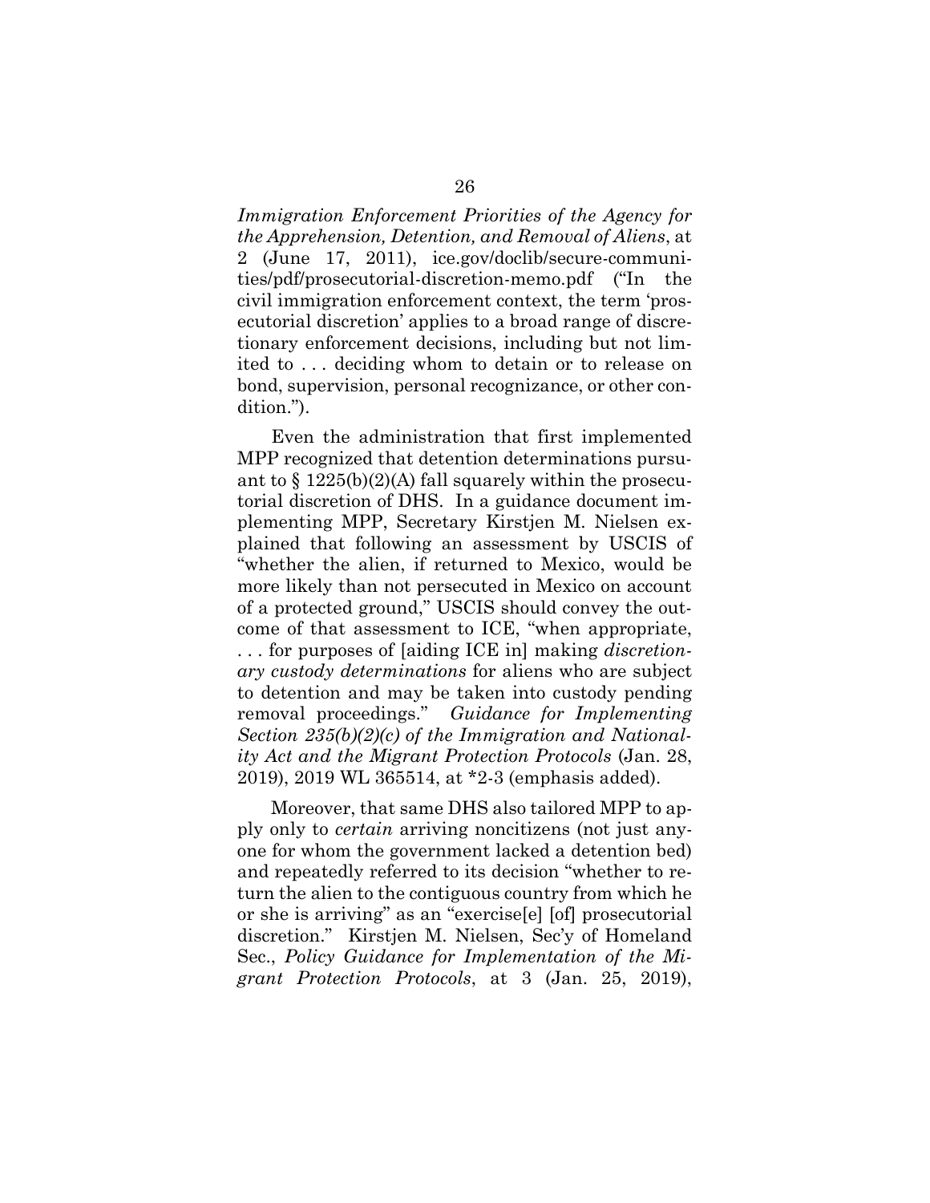*Immigration Enforcement Priorities of the Agency for the Apprehension, Detention, and Removal of Aliens*, at 2 (June 17, 2011), ice.gov/doclib/secure-communities/pdf/prosecutorial-discretion-memo.pdf ("In the civil immigration enforcement context, the term 'prosecutorial discretion' applies to a broad range of discretionary enforcement decisions, including but not limited to . . . deciding whom to detain or to release on bond, supervision, personal recognizance, or other condition.").

Even the administration that first implemented MPP recognized that detention determinations pursuant to § 1225(b)(2)(A) fall squarely within the prosecutorial discretion of DHS. In a guidance document implementing MPP, Secretary Kirstjen M. Nielsen explained that following an assessment by USCIS of "whether the alien, if returned to Mexico, would be more likely than not persecuted in Mexico on account of a protected ground," USCIS should convey the outcome of that assessment to ICE, "when appropriate, . . . for purposes of [aiding ICE in] making *discretionary custody determinations* for aliens who are subject to detention and may be taken into custody pending removal proceedings." *Guidance for Implementing Section 235(b)(2)(c) of the Immigration and Nationality Act and the Migrant Protection Protocols* (Jan. 28, 2019), 2019 WL 365514, at *2-3 (emphasis added).

Moreover, that same DHS also tailored MPP to apply only to *certain* arriving noncitizens (not just anyone for whom the government lacked a detention bed) and repeatedly referred to its decision "whether to return the alien to the contiguous country from which he or she is arriving" as an "exercise[e] [of] prosecutorial discretion." Kirstjen M. Nielsen, Sec'y of Homeland Sec., *Policy Guidance for Implementation of the Migrant Protection Protocols*, at 3 (Jan. 25, 2019),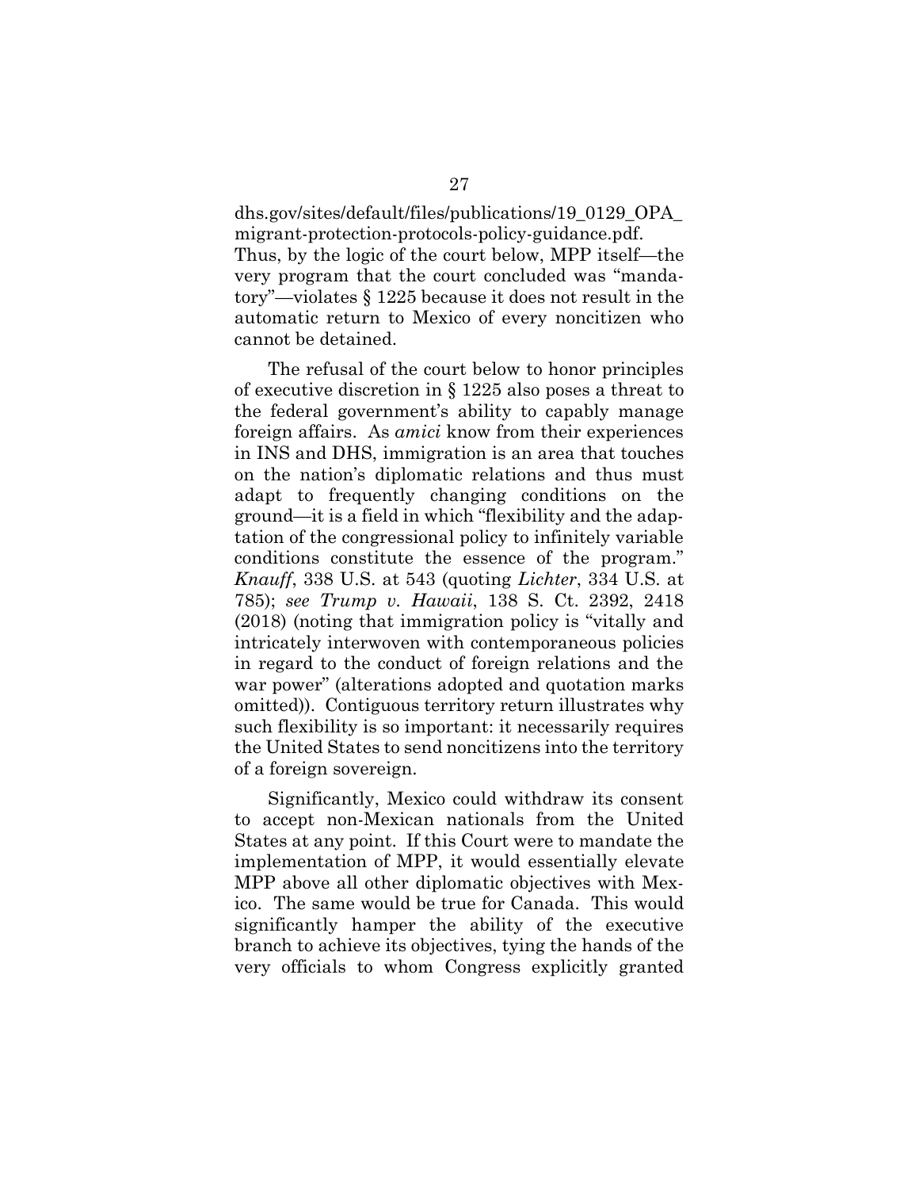dhs.gov/sites/default/files/publications/19_0129_OPA_migrant-protection-protocols-policy-guidance.pdf. Thus, by the logic of the court below, MPP itself—the very program that the court concluded was "mandatory"—violates § 1225 because it does not result in the automatic return to Mexico of every noncitizen who cannot be detained.

The refusal of the court below to honor principles of executive discretion in § 1225 also poses a threat to the federal government's ability to capably manage foreign affairs. As *amici* know from their experiences in INS and DHS, immigration is an area that touches on the nation's diplomatic relations and thus must adapt to frequently changing conditions on the ground—it is a field in which "flexibility and the adaptation of the congressional policy to infinitely variable conditions constitute the essence of the program." *Knauff*, 338 U.S. at 543 (quoting *Lichter*, 334 U.S. at 785); *see Trump v. Hawaii*, 138 S. Ct. 2392, 2418 (2018) (noting that immigration policy is "vitally and intricately interwoven with contemporaneous policies in regard to the conduct of foreign relations and the war power" (alterations adopted and quotation marks omitted)). Contiguous territory return illustrates why such flexibility is so important: it necessarily requires the United States to send noncitizens into the territory of a foreign sovereign.

Significantly, Mexico could withdraw its consent to accept non-Mexican nationals from the United States at any point. If this Court were to mandate the implementation of MPP, it would essentially elevate MPP above all other diplomatic objectives with Mexico. The same would be true for Canada. This would significantly hamper the ability of the executive branch to achieve its objectives, tying the hands of the very officials to whom Congress explicitly granted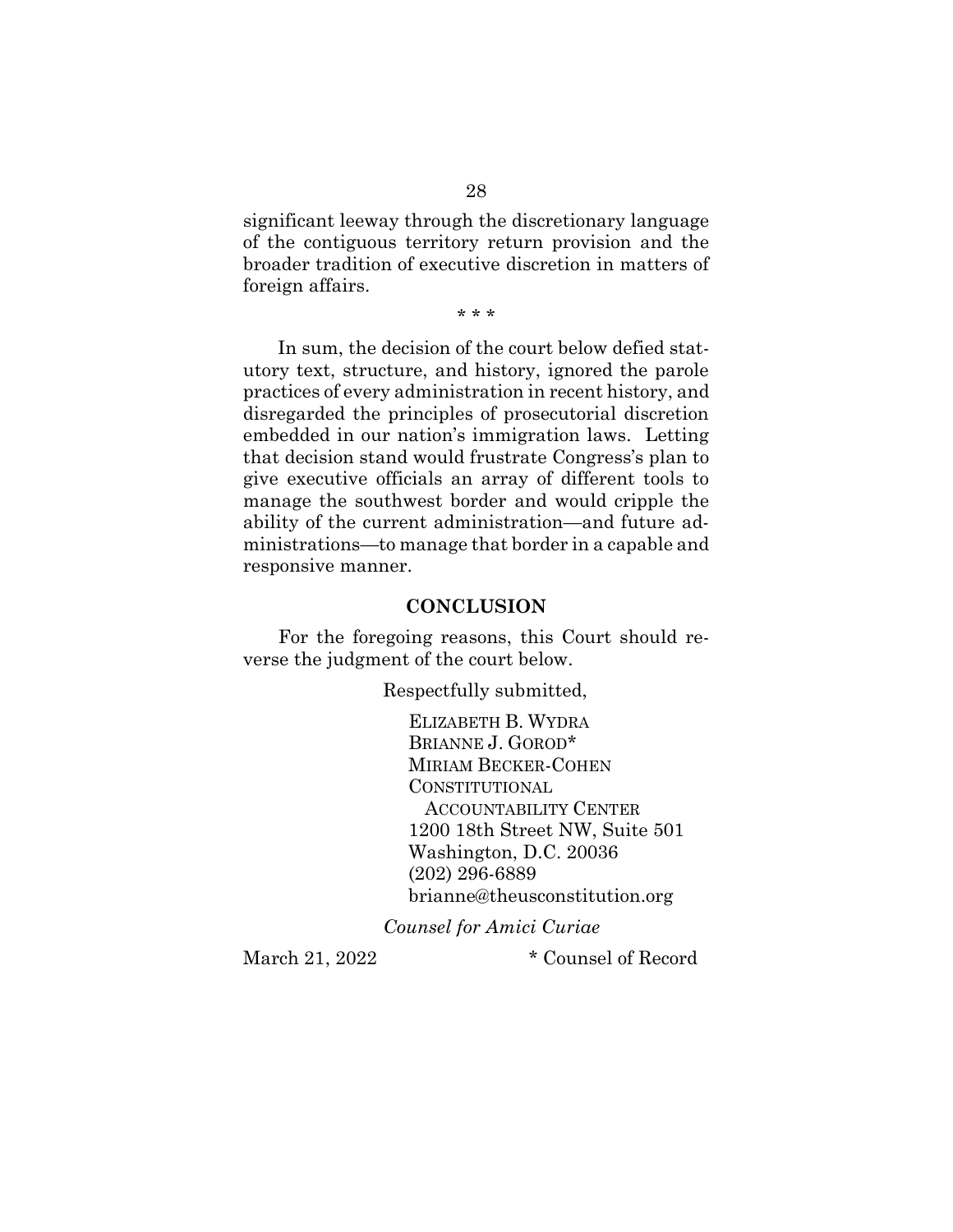significant leeway through the discretionary language of the contiguous territory return provision and the broader tradition of executive discretion in matters of foreign affairs.

\* \* \*

In sum, the decision of the court below defied statutory text, structure, and history, ignored the parole practices of every administration in recent history, and disregarded the principles of prosecutorial discretion embedded in our nation's immigration laws. Letting that decision stand would frustrate Congress's plan to give executive officials an array of different tools to manage the southwest border and would cripple the ability of the current administration—and future administrations—to manage that border in a capable and responsive manner.

## CONCLUSION

For the foregoing reasons, this Court should reverse the judgment of the court below.

Respectfully submitted,

ELIZABETH B. WYDRA
BRIANNE J. GOROD*
MIRIAM BECKER-COHEN
CONSTITUTIONAL ACCOUNTABILITY CENTER
1200 18th Street NW, Suite 501
Washington, D.C. 20036
(202) 296-6889
brianne@theusconstitution.org

*Counsel for Amici Curiae*

March 21, 2022

\* Counsel of Record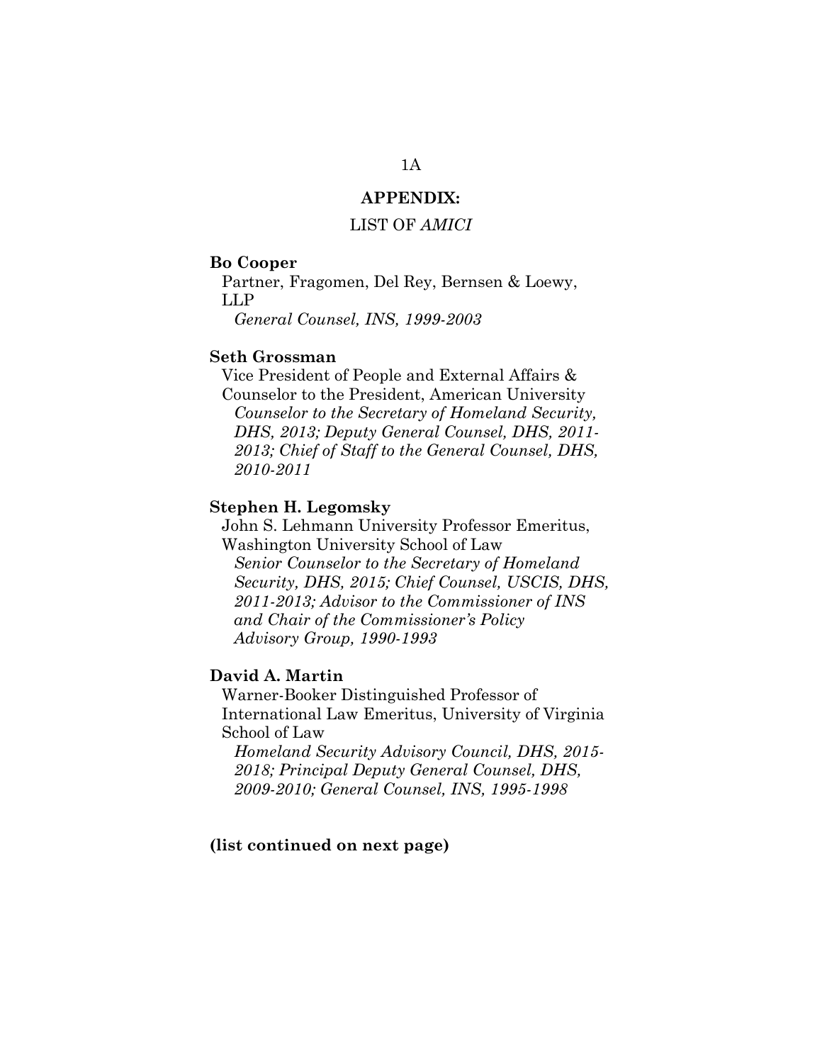## APPENDIX:

LIST OF *AMICI*

**Bo Cooper**
Partner, Fragomen, Del Rey, Bernsen & Loewy, LLP
*General Counsel, INS, 1999-2003*

**Seth Grossman**
Vice President of People and External Affairs & Counselor to the President, American University
*Counselor to the Secretary of Homeland Security, DHS, 2013; Deputy General Counsel, DHS, 2011-2013; Chief of Staff to the General Counsel, DHS, 2010-2011*

**Stephen H. Legomsky**
John S. Lehmann University Professor Emeritus, Washington University School of Law
*Senior Counselor to the Secretary of Homeland Security, DHS, 2015; Chief Counsel, USCIS, DHS, 2011-2013; Advisor to the Commissioner of INS and Chair of the Commissioner's Policy Advisory Group, 1990-1993*

**David A. Martin**
Warner-Booker Distinguished Professor of International Law Emeritus, University of Virginia School of Law
*Homeland Security Advisory Council, DHS, 2015-2018; Principal Deputy General Counsel, DHS, 2009-2010; General Counsel, INS, 1995-1998*

**(list continued on next page)**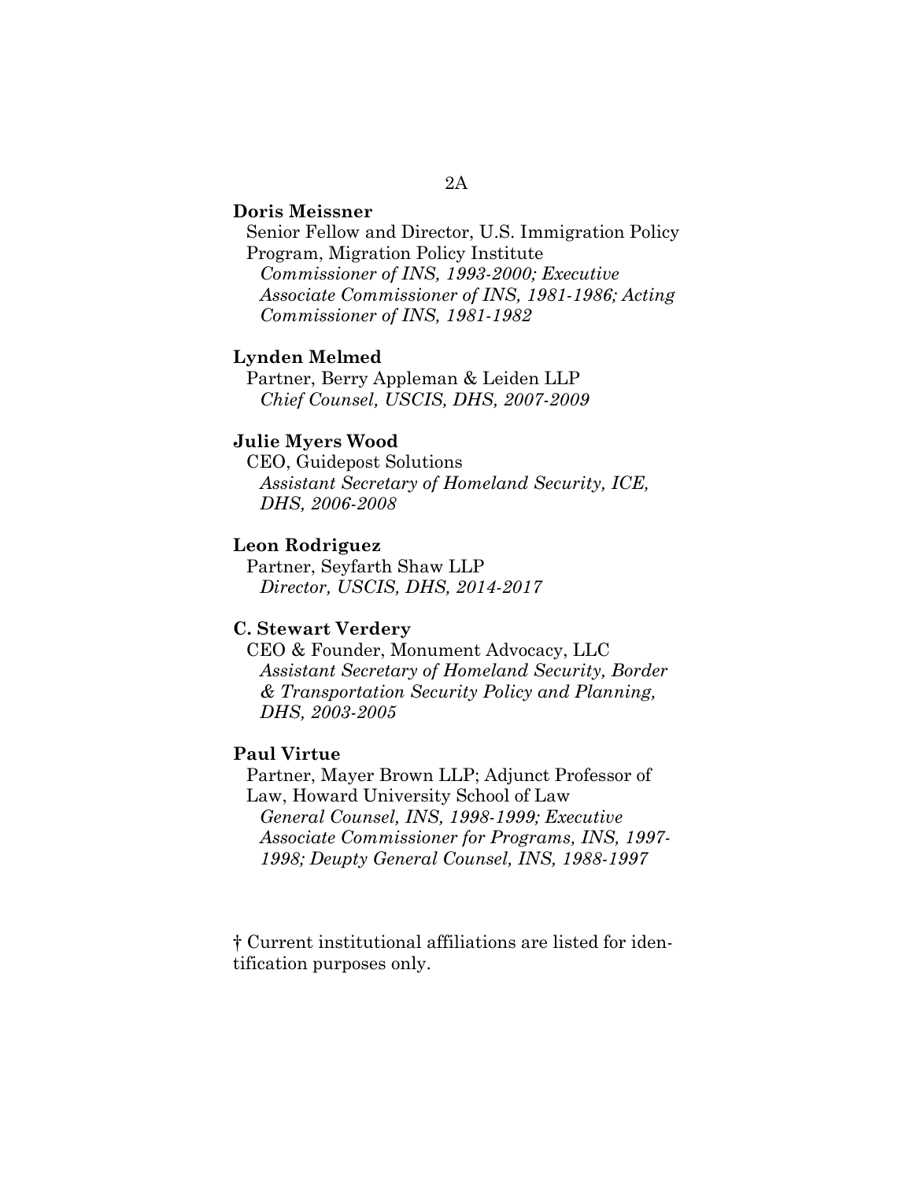**Doris Meissner**

Senior Fellow and Director, U.S. Immigration Policy Program, Migration Policy Institute

*Commissioner of INS, 1993-2000; Executive Associate Commissioner of INS, 1981-1986; Acting Commissioner of INS, 1981-1982*

**Lynden Melmed**

Partner, Berry Appleman & Leiden LLP

*Chief Counsel, USCIS, DHS, 2007-2009*

**Julie Myers Wood**

CEO, Guidepost Solutions

*Assistant Secretary of Homeland Security, ICE, DHS, 2006-2008*

**Leon Rodriguez**

Partner, Seyfarth Shaw LLP

*Director, USCIS, DHS, 2014-2017*

**C. Stewart Verdery**

CEO & Founder, Monument Advocacy, LLC

*Assistant Secretary of Homeland Security, Border & Transportation Security Policy and Planning, DHS, 2003-2005*

**Paul Virtue**

Partner, Mayer Brown LLP; Adjunct Professor of Law, Howard University School of Law

*General Counsel, INS, 1998-1999; Executive Associate Commissioner for Programs, INS, 1997-1998; Deupty General Counsel, INS, 1988-1997*

† Current institutional affiliations are listed for identification purposes only.